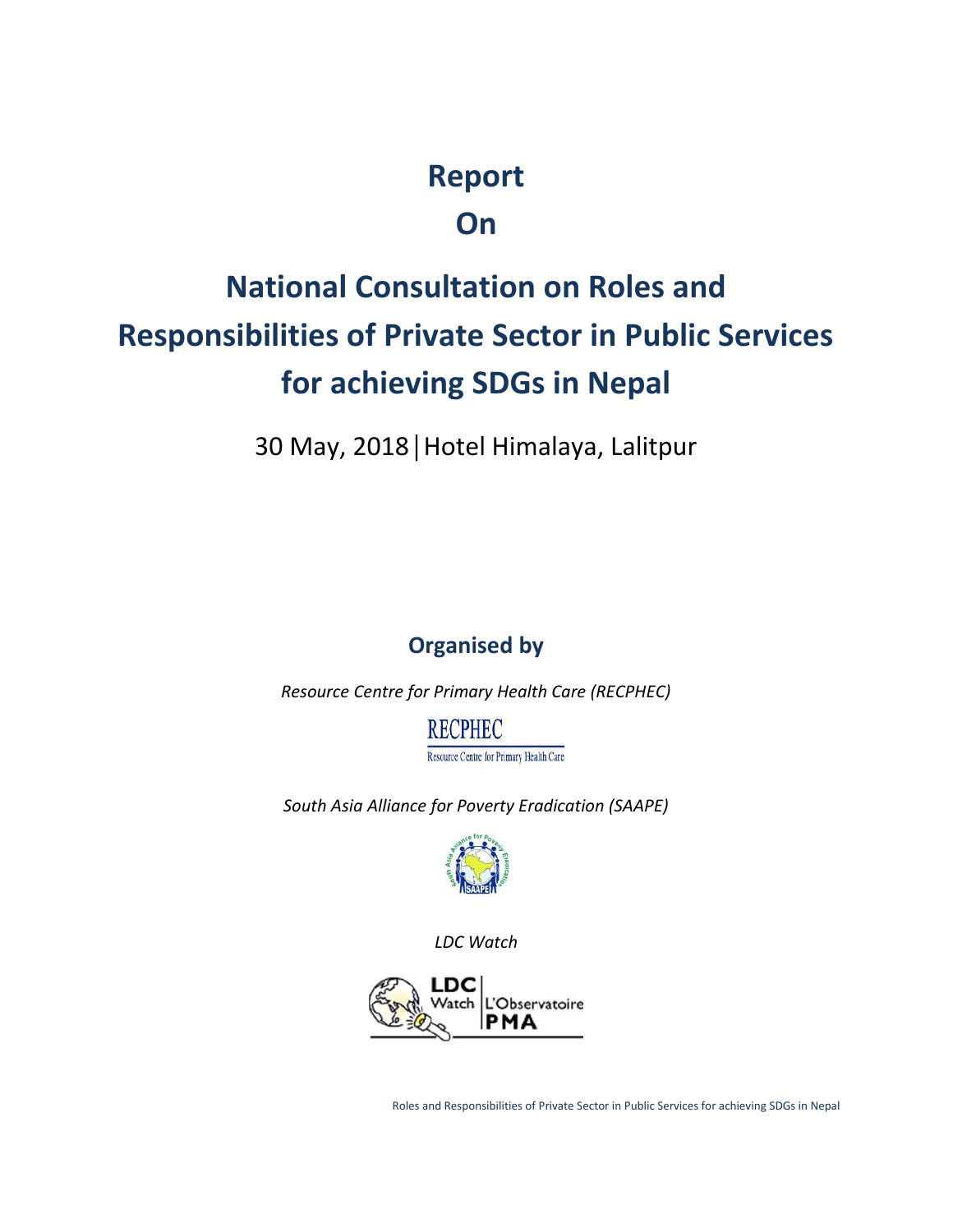# Report

# On

# National Consultation on Roles and Responsibilities of Private Sector in Public Services for achieving SDGs in Nepal

30 May, 2018 | Hotel Himalaya, Lalitpur

**Organised by**

*Resource Centre for Primary Health Care (RECPHEC)*

RECPHEC

Resource Centre for Primary Health Care

*South Asia Alliance for Poverty Eradication (SAAPE)*

*LDC Watch*

LDC Watch | L'Observatoire PMA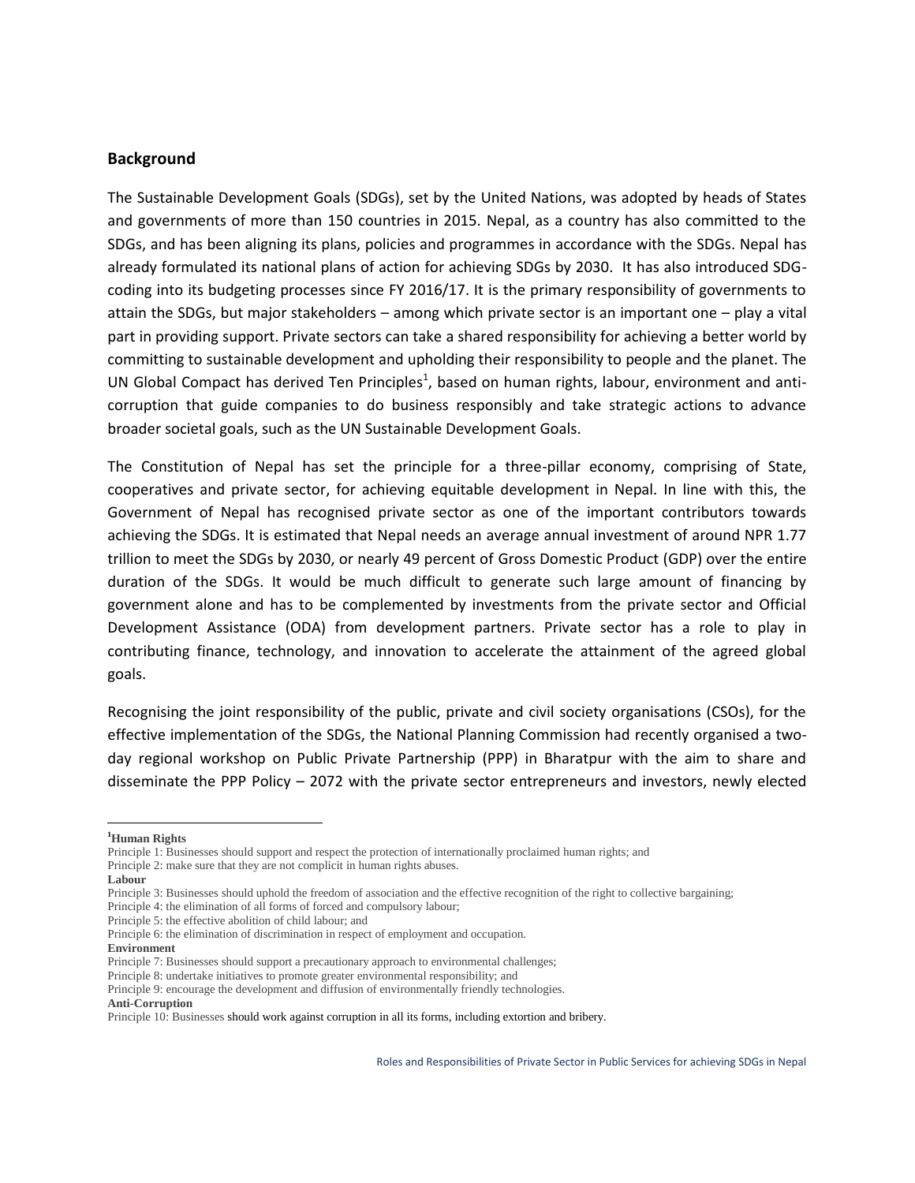## Background

The Sustainable Development Goals (SDGs), set by the United Nations, was adopted by heads of States and governments of more than 150 countries in 2015. Nepal, as a country has also committed to the SDGs, and has been aligning its plans, policies and programmes in accordance with the SDGs. Nepal has already formulated its national plans of action for achieving SDGs by 2030. It has also introduced SDG-coding into its budgeting processes since FY 2016/17. It is the primary responsibility of governments to attain the SDGs, but major stakeholders – among which private sector is an important one – play a vital part in providing support. Private sectors can take a shared responsibility for achieving a better world by committing to sustainable development and upholding their responsibility to people and the planet. The UN Global Compact has derived Ten Principles[1], based on human rights, labour, environment and anti-corruption that guide companies to do business responsibly and take strategic actions to advance broader societal goals, such as the UN Sustainable Development Goals.

The Constitution of Nepal has set the principle for a three-pillar economy, comprising of State, cooperatives and private sector, for achieving equitable development in Nepal. In line with this, the Government of Nepal has recognised private sector as one of the important contributors towards achieving the SDGs. It is estimated that Nepal needs an average annual investment of around NPR 1.77 trillion to meet the SDGs by 2030, or nearly 49 percent of Gross Domestic Product (GDP) over the entire duration of the SDGs. It would be much difficult to generate such large amount of financing by government alone and has to be complemented by investments from the private sector and Official Development Assistance (ODA) from development partners. Private sector has a role to play in contributing finance, technology, and innovation to accelerate the attainment of the agreed global goals.

Recognising the joint responsibility of the public, private and civil society organisations (CSOs), for the effective implementation of the SDGs, the National Planning Commission had recently organised a two-day regional workshop on Public Private Partnership (PPP) in Bharatpur with the aim to share and disseminate the PPP Policy – 2072 with the private sector entrepreneurs and investors, newly elected

---

[1] **Human Rights**

Principle 1: Businesses should support and respect the protection of internationally proclaimed human rights; and

Principle 2: make sure that they are not complicit in human rights abuses.

**Labour**

Principle 3: Businesses should uphold the freedom of association and the effective recognition of the right to collective bargaining;

Principle 4: the elimination of all forms of forced and compulsory labour;

Principle 5: the effective abolition of child labour; and

Principle 6: the elimination of discrimination in respect of employment and occupation.

**Environment**

Principle 7: Businesses should support a precautionary approach to environmental challenges;

Principle 8: undertake initiatives to promote greater environmental responsibility; and

Principle 9: encourage the development and diffusion of environmentally friendly technologies.

**Anti-Corruption**

Principle 10: Businesses should work against corruption in all its forms, including extortion and bribery.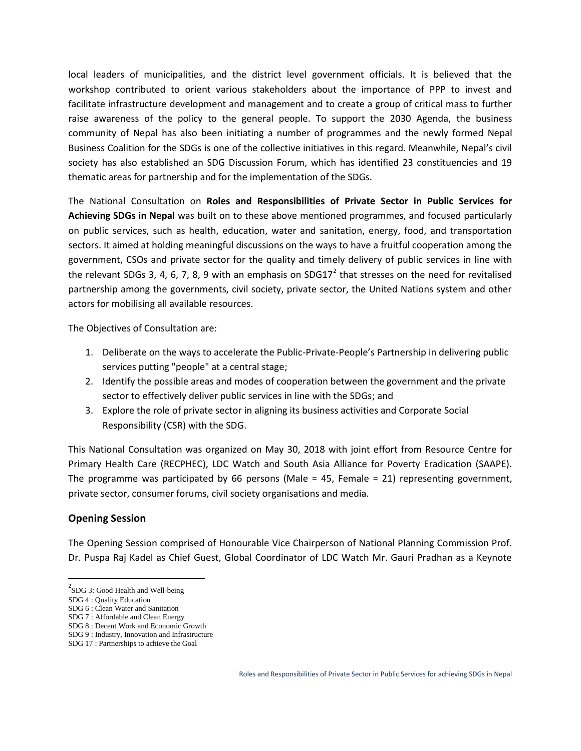local leaders of municipalities, and the district level government officials. It is believed that the workshop contributed to orient various stakeholders about the importance of PPP to invest and facilitate infrastructure development and management and to create a group of critical mass to further raise awareness of the policy to the general people. To support the 2030 Agenda, the business community of Nepal has also been initiating a number of programmes and the newly formed Nepal Business Coalition for the SDGs is one of the collective initiatives in this regard. Meanwhile, Nepal's civil society has also established an SDG Discussion Forum, which has identified 23 constituencies and 19 thematic areas for partnership and for the implementation of the SDGs.

The National Consultation on **Roles and Responsibilities of Private Sector in Public Services for Achieving SDGs in Nepal** was built on to these above mentioned programmes, and focused particularly on public services, such as health, education, water and sanitation, energy, food, and transportation sectors. It aimed at holding meaningful discussions on the ways to have a fruitful cooperation among the government, CSOs and private sector for the quality and timely delivery of public services in line with the relevant SDGs 3, 4, 6, 7, 8, 9 with an emphasis on SDG17[2] that stresses on the need for revitalised partnership among the governments, civil society, private sector, the United Nations system and other actors for mobilising all available resources.

The Objectives of Consultation are:

1. Deliberate on the ways to accelerate the Public-Private-People's Partnership in delivering public services putting "people" at a central stage;
2. Identify the possible areas and modes of cooperation between the government and the private sector to effectively deliver public services in line with the SDGs; and
3. Explore the role of private sector in aligning its business activities and Corporate Social Responsibility (CSR) with the SDG.

This National Consultation was organized on May 30, 2018 with joint effort from Resource Centre for Primary Health Care (RECPHEC), LDC Watch and South Asia Alliance for Poverty Eradication (SAAPE). The programme was participated by 66 persons (Male = 45, Female = 21) representing government, private sector, consumer forums, civil society organisations and media.

## Opening Session

The Opening Session comprised of Honourable Vice Chairperson of National Planning Commission Prof. Dr. Puspa Raj Kadel as Chief Guest, Global Coordinator of LDC Watch Mr. Gauri Pradhan as a Keynote

---

[2] SDG 3: Good Health and Well-being
SDG 4 : Quality Education
SDG 6 : Clean Water and Sanitation
SDG 7 : Affordable and Clean Energy
SDG 8 : Decent Work and Economic Growth
SDG 9 : Industry, Innovation and Infrastructure
SDG 17 : Partnerships to achieve the Goal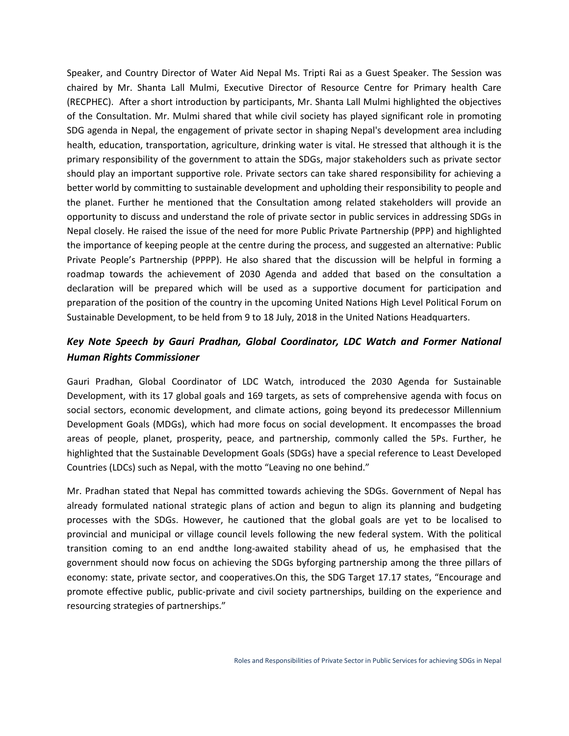Speaker, and Country Director of Water Aid Nepal Ms. Tripti Rai as a Guest Speaker. The Session was chaired by Mr. Shanta Lall Mulmi, Executive Director of Resource Centre for Primary health Care (RECPHEC). After a short introduction by participants, Mr. Shanta Lall Mulmi highlighted the objectives of the Consultation. Mr. Mulmi shared that while civil society has played significant role in promoting SDG agenda in Nepal, the engagement of private sector in shaping Nepal's development area including health, education, transportation, agriculture, drinking water is vital. He stressed that although it is the primary responsibility of the government to attain the SDGs, major stakeholders such as private sector should play an important supportive role. Private sectors can take shared responsibility for achieving a better world by committing to sustainable development and upholding their responsibility to people and the planet. Further he mentioned that the Consultation among related stakeholders will provide an opportunity to discuss and understand the role of private sector in public services in addressing SDGs in Nepal closely. He raised the issue of the need for more Public Private Partnership (PPP) and highlighted the importance of keeping people at the centre during the process, and suggested an alternative: Public Private People's Partnership (PPPP). He also shared that the discussion will be helpful in forming a roadmap towards the achievement of 2030 Agenda and added that based on the consultation a declaration will be prepared which will be used as a supportive document for participation and preparation of the position of the country in the upcoming United Nations High Level Political Forum on Sustainable Development, to be held from 9 to 18 July, 2018 in the United Nations Headquarters.

### *Key Note Speech by Gauri Pradhan, Global Coordinator, LDC Watch and Former National Human Rights Commissioner*

Gauri Pradhan, Global Coordinator of LDC Watch, introduced the 2030 Agenda for Sustainable Development, with its 17 global goals and 169 targets, as sets of comprehensive agenda with focus on social sectors, economic development, and climate actions, going beyond its predecessor Millennium Development Goals (MDGs), which had more focus on social development. It encompasses the broad areas of people, planet, prosperity, peace, and partnership, commonly called the 5Ps. Further, he highlighted that the Sustainable Development Goals (SDGs) have a special reference to Least Developed Countries (LDCs) such as Nepal, with the motto "Leaving no one behind."

Mr. Pradhan stated that Nepal has committed towards achieving the SDGs. Government of Nepal has already formulated national strategic plans of action and begun to align its planning and budgeting processes with the SDGs. However, he cautioned that the global goals are yet to be localised to provincial and municipal or village council levels following the new federal system. With the political transition coming to an end andthe long-awaited stability ahead of us, he emphasised that the government should now focus on achieving the SDGs byforging partnership among the three pillars of economy: state, private sector, and cooperatives.On this, the SDG Target 17.17 states, "Encourage and promote effective public, public-private and civil society partnerships, building on the experience and resourcing strategies of partnerships."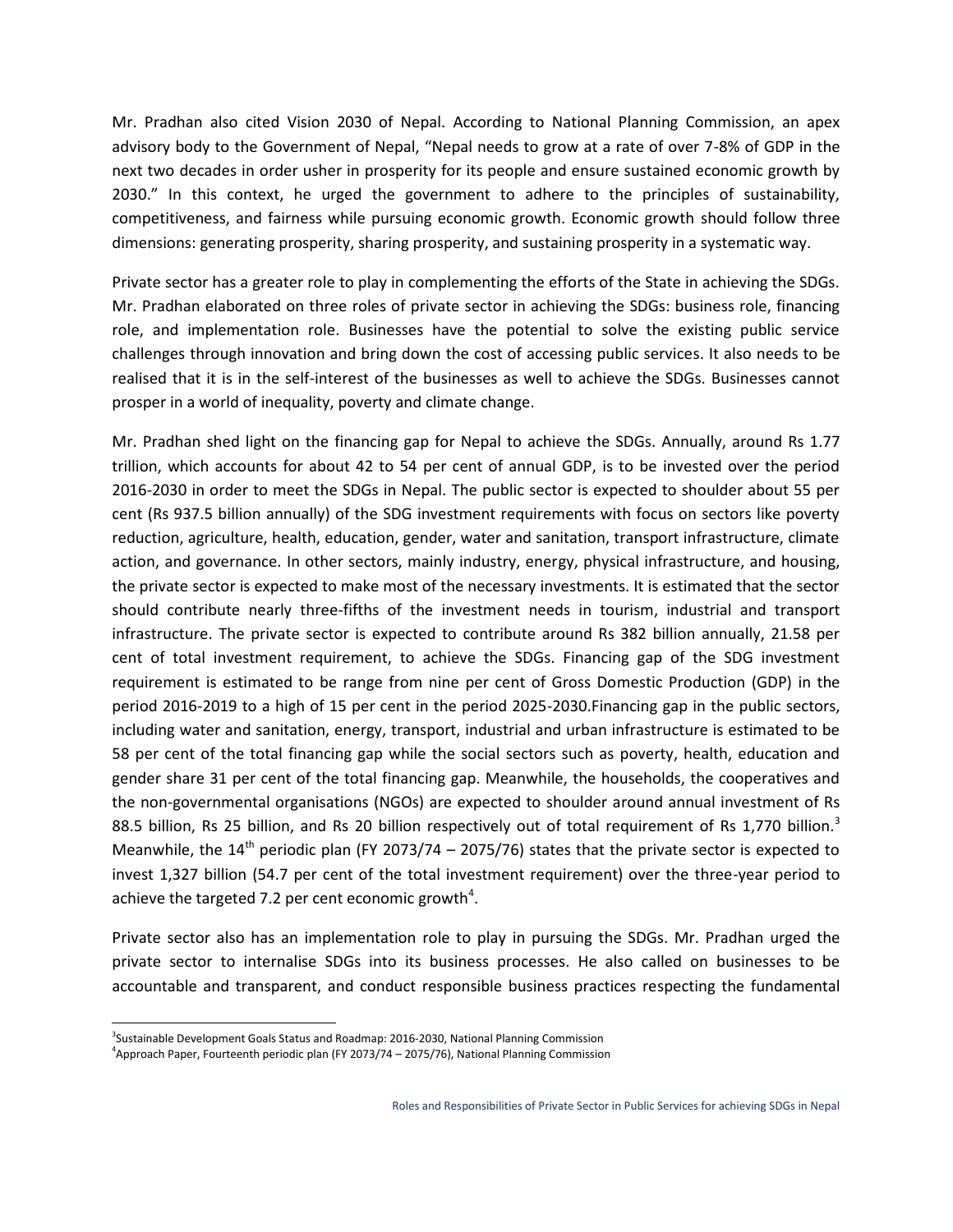Mr. Pradhan also cited Vision 2030 of Nepal. According to National Planning Commission, an apex advisory body to the Government of Nepal, "Nepal needs to grow at a rate of over 7-8% of GDP in the next two decades in order usher in prosperity for its people and ensure sustained economic growth by 2030." In this context, he urged the government to adhere to the principles of sustainability, competitiveness, and fairness while pursuing economic growth. Economic growth should follow three dimensions: generating prosperity, sharing prosperity, and sustaining prosperity in a systematic way.

Private sector has a greater role to play in complementing the efforts of the State in achieving the SDGs. Mr. Pradhan elaborated on three roles of private sector in achieving the SDGs: business role, financing role, and implementation role. Businesses have the potential to solve the existing public service challenges through innovation and bring down the cost of accessing public services. It also needs to be realised that it is in the self-interest of the businesses as well to achieve the SDGs. Businesses cannot prosper in a world of inequality, poverty and climate change.

Mr. Pradhan shed light on the financing gap for Nepal to achieve the SDGs. Annually, around Rs 1.77 trillion, which accounts for about 42 to 54 per cent of annual GDP, is to be invested over the period 2016-2030 in order to meet the SDGs in Nepal. The public sector is expected to shoulder about 55 per cent (Rs 937.5 billion annually) of the SDG investment requirements with focus on sectors like poverty reduction, agriculture, health, education, gender, water and sanitation, transport infrastructure, climate action, and governance. In other sectors, mainly industry, energy, physical infrastructure, and housing, the private sector is expected to make most of the necessary investments. It is estimated that the sector should contribute nearly three-fifths of the investment needs in tourism, industrial and transport infrastructure. The private sector is expected to contribute around Rs 382 billion annually, 21.58 per cent of total investment requirement, to achieve the SDGs. Financing gap of the SDG investment requirement is estimated to be range from nine per cent of Gross Domestic Production (GDP) in the period 2016-2019 to a high of 15 per cent in the period 2025-2030.Financing gap in the public sectors, including water and sanitation, energy, transport, industrial and urban infrastructure is estimated to be 58 per cent of the total financing gap while the social sectors such as poverty, health, education and gender share 31 per cent of the total financing gap. Meanwhile, the households, the cooperatives and the non-governmental organisations (NGOs) are expected to shoulder around annual investment of Rs 88.5 billion, Rs 25 billion, and Rs 20 billion respectively out of total requirement of Rs 1,770 billion.[3] Meanwhile, the 14th periodic plan (FY 2073/74 – 2075/76) states that the private sector is expected to invest 1,327 billion (54.7 per cent of the total investment requirement) over the three-year period to achieve the targeted 7.2 per cent economic growth[4].

Private sector also has an implementation role to play in pursuing the SDGs. Mr. Pradhan urged the private sector to internalise SDGs into its business processes. He also called on businesses to be accountable and transparent, and conduct responsible business practices respecting the fundamental

---

[3] Sustainable Development Goals Status and Roadmap: 2016-2030, National Planning Commission

[4] Approach Paper, Fourteenth periodic plan (FY 2073/74 – 2075/76), National Planning Commission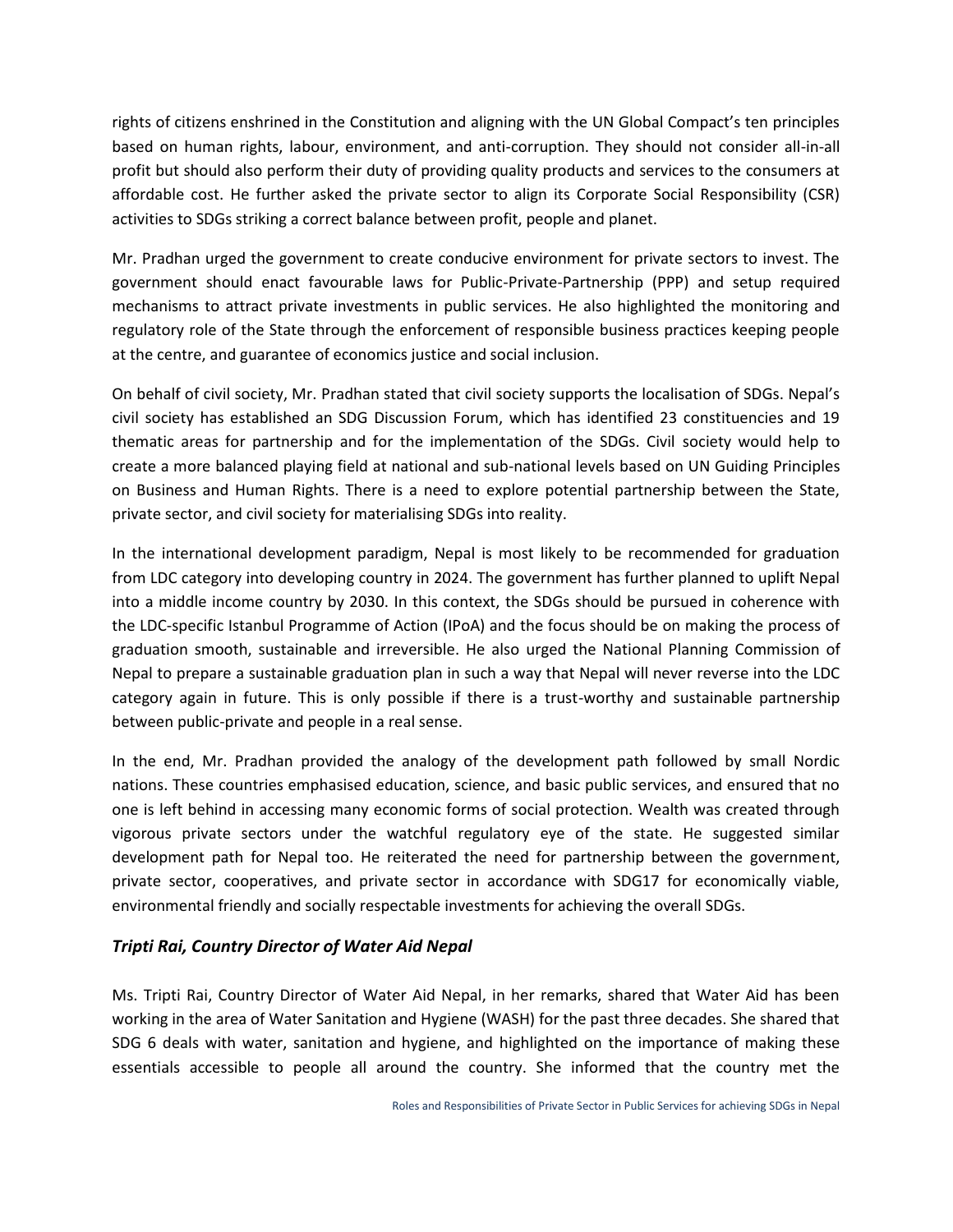rights of citizens enshrined in the Constitution and aligning with the UN Global Compact's ten principles based on human rights, labour, environment, and anti-corruption. They should not consider all-in-all profit but should also perform their duty of providing quality products and services to the consumers at affordable cost. He further asked the private sector to align its Corporate Social Responsibility (CSR) activities to SDGs striking a correct balance between profit, people and planet.

Mr. Pradhan urged the government to create conducive environment for private sectors to invest. The government should enact favourable laws for Public-Private-Partnership (PPP) and setup required mechanisms to attract private investments in public services. He also highlighted the monitoring and regulatory role of the State through the enforcement of responsible business practices keeping people at the centre, and guarantee of economics justice and social inclusion.

On behalf of civil society, Mr. Pradhan stated that civil society supports the localisation of SDGs. Nepal's civil society has established an SDG Discussion Forum, which has identified 23 constituencies and 19 thematic areas for partnership and for the implementation of the SDGs. Civil society would help to create a more balanced playing field at national and sub-national levels based on UN Guiding Principles on Business and Human Rights. There is a need to explore potential partnership between the State, private sector, and civil society for materialising SDGs into reality.

In the international development paradigm, Nepal is most likely to be recommended for graduation from LDC category into developing country in 2024. The government has further planned to uplift Nepal into a middle income country by 2030. In this context, the SDGs should be pursued in coherence with the LDC-specific Istanbul Programme of Action (IPoA) and the focus should be on making the process of graduation smooth, sustainable and irreversible. He also urged the National Planning Commission of Nepal to prepare a sustainable graduation plan in such a way that Nepal will never reverse into the LDC category again in future. This is only possible if there is a trust-worthy and sustainable partnership between public-private and people in a real sense.

In the end, Mr. Pradhan provided the analogy of the development path followed by small Nordic nations. These countries emphasised education, science, and basic public services, and ensured that no one is left behind in accessing many economic forms of social protection. Wealth was created through vigorous private sectors under the watchful regulatory eye of the state. He suggested similar development path for Nepal too. He reiterated the need for partnership between the government, private sector, cooperatives, and private sector in accordance with SDG17 for economically viable, environmental friendly and socially respectable investments for achieving the overall SDGs.

### *Tripti Rai, Country Director of Water Aid Nepal*

Ms. Tripti Rai, Country Director of Water Aid Nepal, in her remarks, shared that Water Aid has been working in the area of Water Sanitation and Hygiene (WASH) for the past three decades. She shared that SDG 6 deals with water, sanitation and hygiene, and highlighted on the importance of making these essentials accessible to people all around the country. She informed that the country met the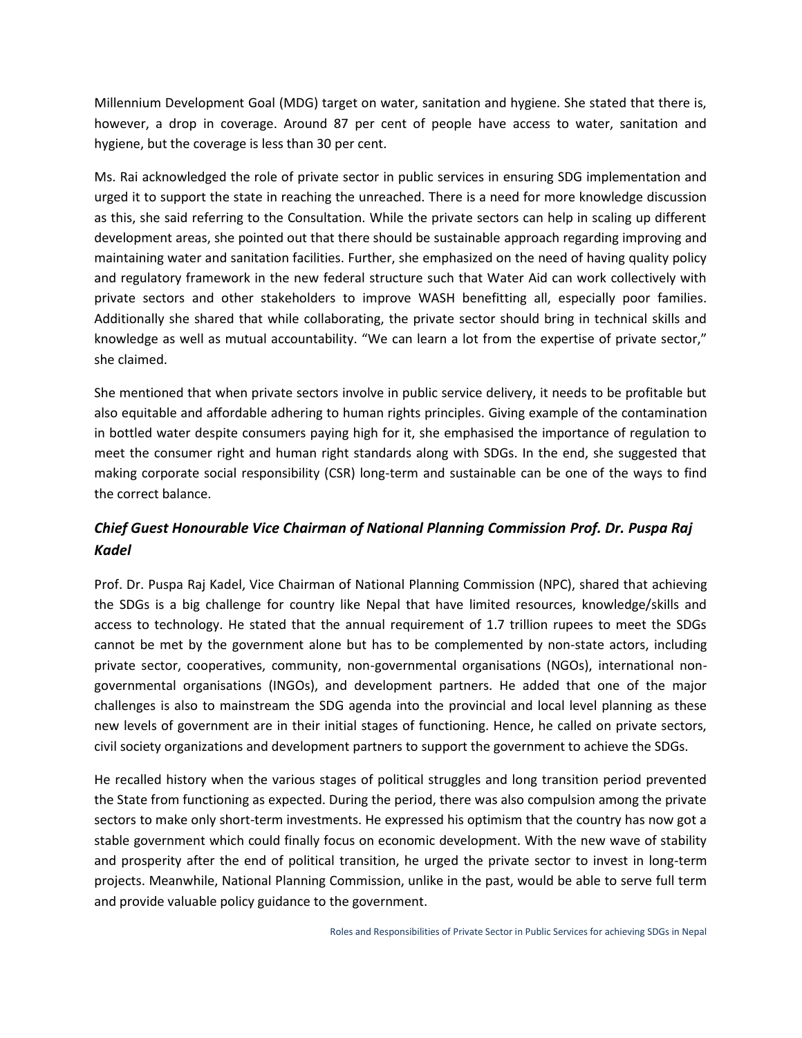Millennium Development Goal (MDG) target on water, sanitation and hygiene. She stated that there is, however, a drop in coverage. Around 87 per cent of people have access to water, sanitation and hygiene, but the coverage is less than 30 per cent.

Ms. Rai acknowledged the role of private sector in public services in ensuring SDG implementation and urged it to support the state in reaching the unreached. There is a need for more knowledge discussion as this, she said referring to the Consultation. While the private sectors can help in scaling up different development areas, she pointed out that there should be sustainable approach regarding improving and maintaining water and sanitation facilities. Further, she emphasized on the need of having quality policy and regulatory framework in the new federal structure such that Water Aid can work collectively with private sectors and other stakeholders to improve WASH benefitting all, especially poor families. Additionally she shared that while collaborating, the private sector should bring in technical skills and knowledge as well as mutual accountability. "We can learn a lot from the expertise of private sector," she claimed.

She mentioned that when private sectors involve in public service delivery, it needs to be profitable but also equitable and affordable adhering to human rights principles. Giving example of the contamination in bottled water despite consumers paying high for it, she emphasised the importance of regulation to meet the consumer right and human right standards along with SDGs. In the end, she suggested that making corporate social responsibility (CSR) long-term and sustainable can be one of the ways to find the correct balance.

### *Chief Guest Honourable Vice Chairman of National Planning Commission Prof. Dr. Puspa Raj Kadel*

Prof. Dr. Puspa Raj Kadel, Vice Chairman of National Planning Commission (NPC), shared that achieving the SDGs is a big challenge for country like Nepal that have limited resources, knowledge/skills and access to technology. He stated that the annual requirement of 1.7 trillion rupees to meet the SDGs cannot be met by the government alone but has to be complemented by non-state actors, including private sector, cooperatives, community, non-governmental organisations (NGOs), international non-governmental organisations (INGOs), and development partners. He added that one of the major challenges is also to mainstream the SDG agenda into the provincial and local level planning as these new levels of government are in their initial stages of functioning. Hence, he called on private sectors, civil society organizations and development partners to support the government to achieve the SDGs.

He recalled history when the various stages of political struggles and long transition period prevented the State from functioning as expected. During the period, there was also compulsion among the private sectors to make only short-term investments. He expressed his optimism that the country has now got a stable government which could finally focus on economic development. With the new wave of stability and prosperity after the end of political transition, he urged the private sector to invest in long-term projects. Meanwhile, National Planning Commission, unlike in the past, would be able to serve full term and provide valuable policy guidance to the government.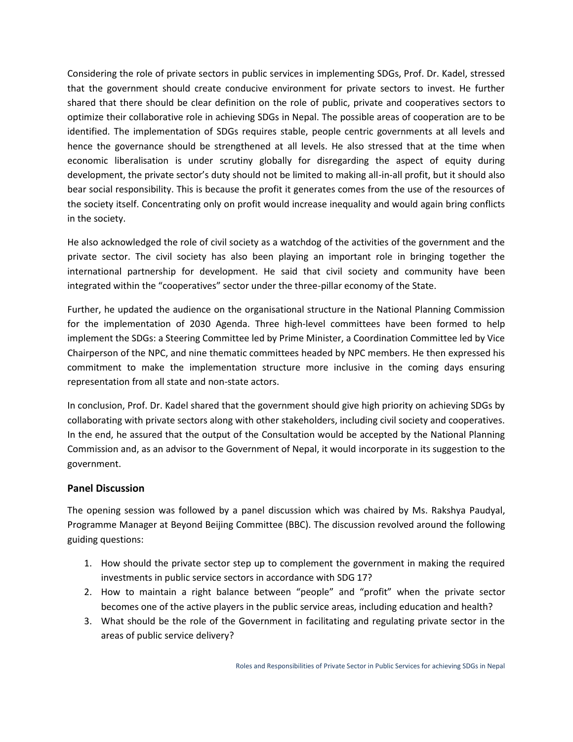Considering the role of private sectors in public services in implementing SDGs, Prof. Dr. Kadel, stressed that the government should create conducive environment for private sectors to invest. He further shared that there should be clear definition on the role of public, private and cooperatives sectors to optimize their collaborative role in achieving SDGs in Nepal. The possible areas of cooperation are to be identified. The implementation of SDGs requires stable, people centric governments at all levels and hence the governance should be strengthened at all levels. He also stressed that at the time when economic liberalisation is under scrutiny globally for disregarding the aspect of equity during development, the private sector's duty should not be limited to making all-in-all profit, but it should also bear social responsibility. This is because the profit it generates comes from the use of the resources of the society itself. Concentrating only on profit would increase inequality and would again bring conflicts in the society.

He also acknowledged the role of civil society as a watchdog of the activities of the government and the private sector. The civil society has also been playing an important role in bringing together the international partnership for development. He said that civil society and community have been integrated within the "cooperatives" sector under the three-pillar economy of the State.

Further, he updated the audience on the organisational structure in the National Planning Commission for the implementation of 2030 Agenda. Three high-level committees have been formed to help implement the SDGs: a Steering Committee led by Prime Minister, a Coordination Committee led by Vice Chairperson of the NPC, and nine thematic committees headed by NPC members. He then expressed his commitment to make the implementation structure more inclusive in the coming days ensuring representation from all state and non-state actors.

In conclusion, Prof. Dr. Kadel shared that the government should give high priority on achieving SDGs by collaborating with private sectors along with other stakeholders, including civil society and cooperatives. In the end, he assured that the output of the Consultation would be accepted by the National Planning Commission and, as an advisor to the Government of Nepal, it would incorporate in its suggestion to the government.

### Panel Discussion

The opening session was followed by a panel discussion which was chaired by Ms. Rakshya Paudyal, Programme Manager at Beyond Beijing Committee (BBC). The discussion revolved around the following guiding questions:

1. How should the private sector step up to complement the government in making the required investments in public service sectors in accordance with SDG 17?
2. How to maintain a right balance between "people" and "profit" when the private sector becomes one of the active players in the public service areas, including education and health?
3. What should be the role of the Government in facilitating and regulating private sector in the areas of public service delivery?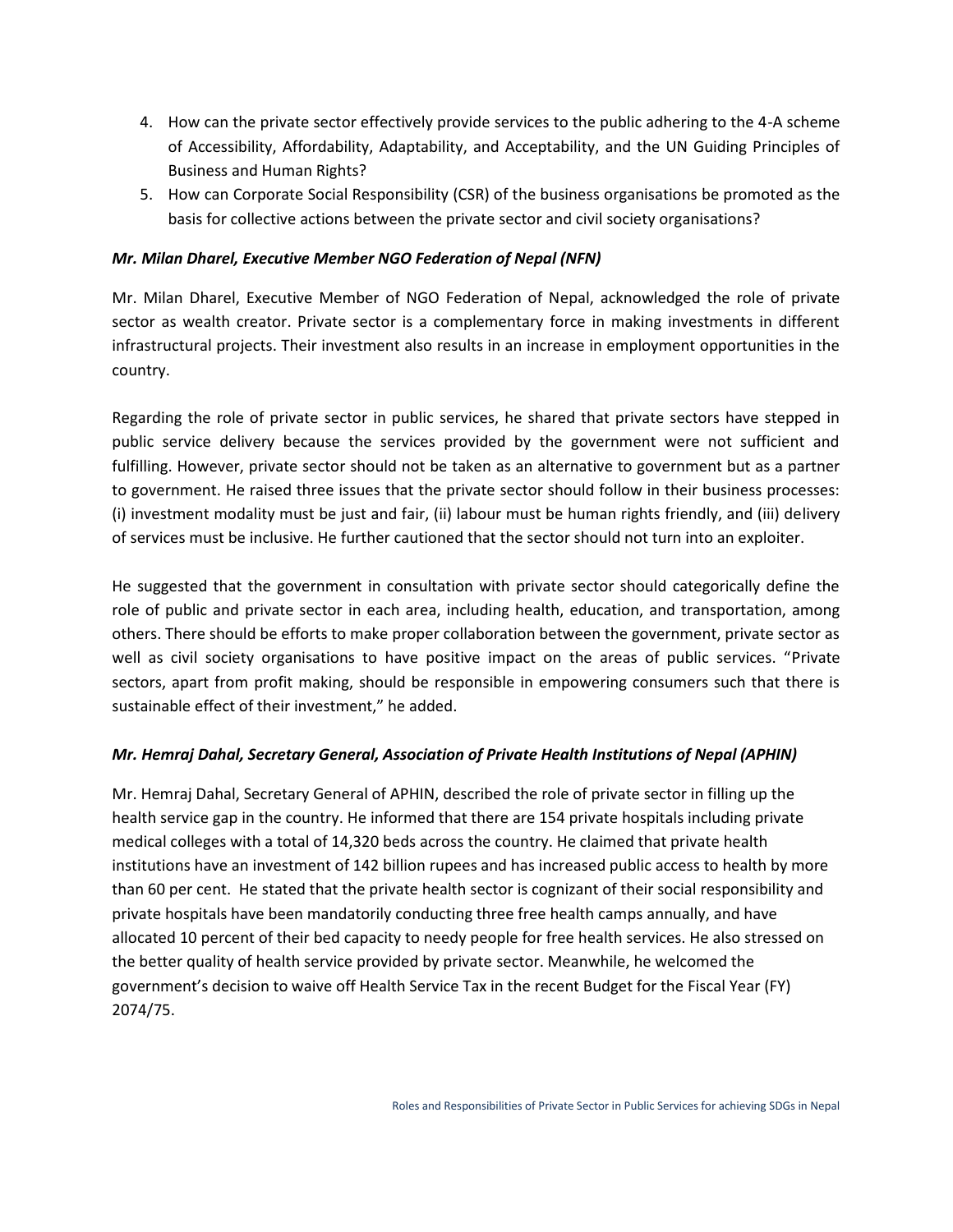4. How can the private sector effectively provide services to the public adhering to the 4-A scheme of Accessibility, Affordability, Adaptability, and Acceptability, and the UN Guiding Principles of Business and Human Rights?
5. How can Corporate Social Responsibility (CSR) of the business organisations be promoted as the basis for collective actions between the private sector and civil society organisations?

***Mr. Milan Dharel, Executive Member NGO Federation of Nepal (NFN)***

Mr. Milan Dharel, Executive Member of NGO Federation of Nepal, acknowledged the role of private sector as wealth creator. Private sector is a complementary force in making investments in different infrastructural projects. Their investment also results in an increase in employment opportunities in the country.

Regarding the role of private sector in public services, he shared that private sectors have stepped in public service delivery because the services provided by the government were not sufficient and fulfilling. However, private sector should not be taken as an alternative to government but as a partner to government. He raised three issues that the private sector should follow in their business processes: (i) investment modality must be just and fair, (ii) labour must be human rights friendly, and (iii) delivery of services must be inclusive. He further cautioned that the sector should not turn into an exploiter.

He suggested that the government in consultation with private sector should categorically define the role of public and private sector in each area, including health, education, and transportation, among others. There should be efforts to make proper collaboration between the government, private sector as well as civil society organisations to have positive impact on the areas of public services. "Private sectors, apart from profit making, should be responsible in empowering consumers such that there is sustainable effect of their investment," he added.

***Mr. Hemraj Dahal, Secretary General, Association of Private Health Institutions of Nepal (APHIN)***

Mr. Hemraj Dahal, Secretary General of APHIN, described the role of private sector in filling up the health service gap in the country. He informed that there are 154 private hospitals including private medical colleges with a total of 14,320 beds across the country. He claimed that private health institutions have an investment of 142 billion rupees and has increased public access to health by more than 60 per cent. He stated that the private health sector is cognizant of their social responsibility and private hospitals have been mandatorily conducting three free health camps annually, and have allocated 10 percent of their bed capacity to needy people for free health services. He also stressed on the better quality of health service provided by private sector. Meanwhile, he welcomed the government's decision to waive off Health Service Tax in the recent Budget for the Fiscal Year (FY) 2074/75.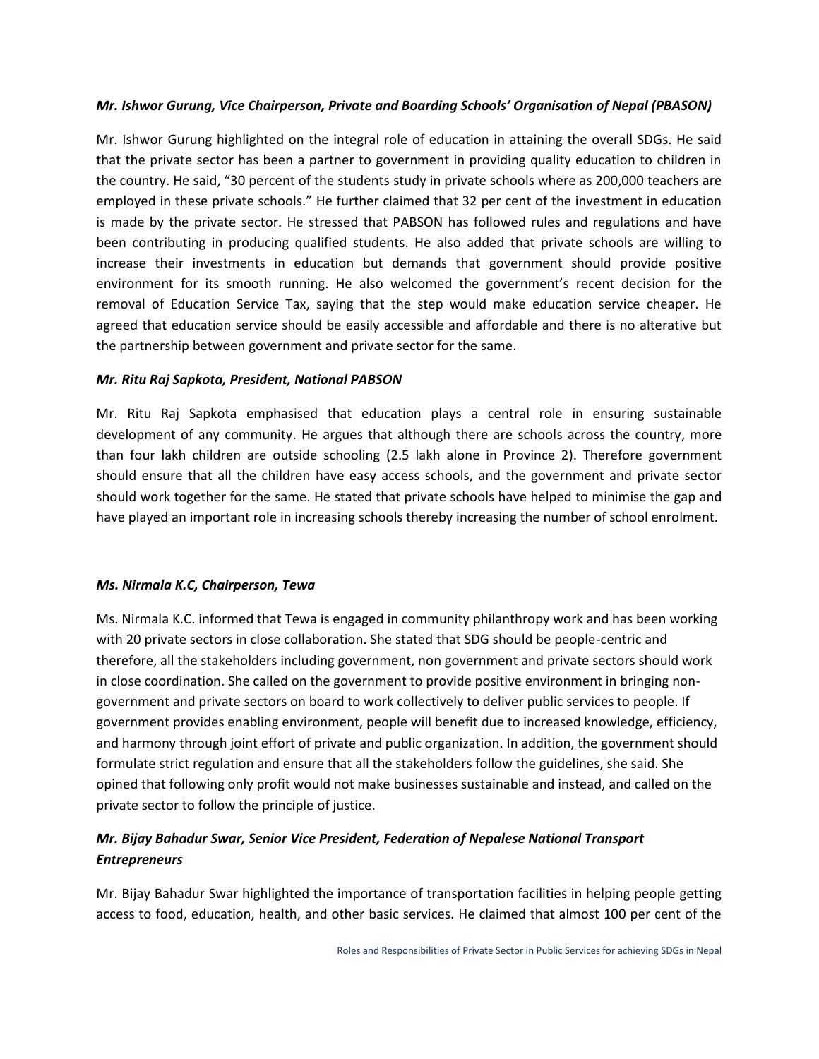***Mr. Ishwor Gurung, Vice Chairperson, Private and Boarding Schools' Organisation of Nepal (PBASON)***

Mr. Ishwor Gurung highlighted on the integral role of education in attaining the overall SDGs. He said that the private sector has been a partner to government in providing quality education to children in the country. He said, "30 percent of the students study in private schools where as 200,000 teachers are employed in these private schools." He further claimed that 32 per cent of the investment in education is made by the private sector. He stressed that PABSON has followed rules and regulations and have been contributing in producing qualified students. He also added that private schools are willing to increase their investments in education but demands that government should provide positive environment for its smooth running. He also welcomed the government's recent decision for the removal of Education Service Tax, saying that the step would make education service cheaper. He agreed that education service should be easily accessible and affordable and there is no alterative but the partnership between government and private sector for the same.

***Mr. Ritu Raj Sapkota, President, National PABSON***

Mr. Ritu Raj Sapkota emphasised that education plays a central role in ensuring sustainable development of any community. He argues that although there are schools across the country, more than four lakh children are outside schooling (2.5 lakh alone in Province 2). Therefore government should ensure that all the children have easy access schools, and the government and private sector should work together for the same. He stated that private schools have helped to minimise the gap and have played an important role in increasing schools thereby increasing the number of school enrolment.

***Ms. Nirmala K.C, Chairperson, Tewa***

Ms. Nirmala K.C. informed that Tewa is engaged in community philanthropy work and has been working with 20 private sectors in close collaboration. She stated that SDG should be people-centric and therefore, all the stakeholders including government, non government and private sectors should work in close coordination. She called on the government to provide positive environment in bringing non-government and private sectors on board to work collectively to deliver public services to people. If government provides enabling environment, people will benefit due to increased knowledge, efficiency, and harmony through joint effort of private and public organization. In addition, the government should formulate strict regulation and ensure that all the stakeholders follow the guidelines, she said. She opined that following only profit would not make businesses sustainable and instead, and called on the private sector to follow the principle of justice.

***Mr. Bijay Bahadur Swar, Senior Vice President, Federation of Nepalese National Transport Entrepreneurs***

Mr. Bijay Bahadur Swar highlighted the importance of transportation facilities in helping people getting access to food, education, health, and other basic services. He claimed that almost 100 per cent of the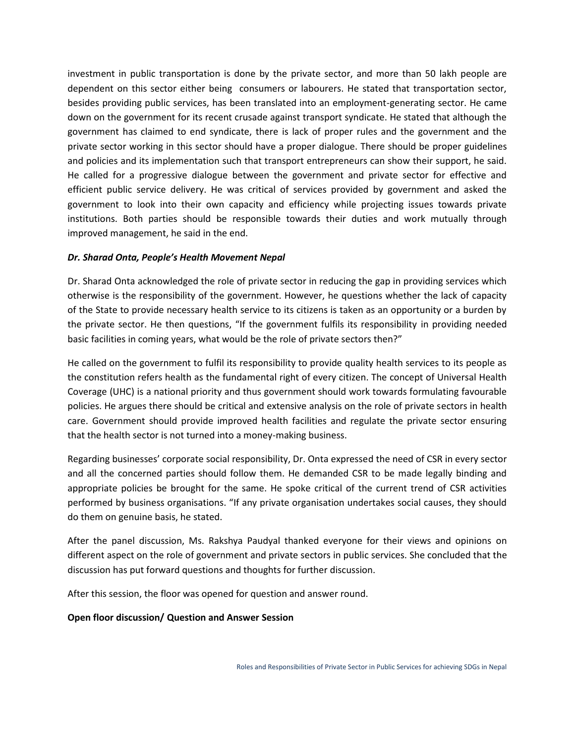investment in public transportation is done by the private sector, and more than 50 lakh people are dependent on this sector either being consumers or labourers. He stated that transportation sector, besides providing public services, has been translated into an employment-generating sector. He came down on the government for its recent crusade against transport syndicate. He stated that although the government has claimed to end syndicate, there is lack of proper rules and the government and the private sector working in this sector should have a proper dialogue. There should be proper guidelines and policies and its implementation such that transport entrepreneurs can show their support, he said. He called for a progressive dialogue between the government and private sector for effective and efficient public service delivery. He was critical of services provided by government and asked the government to look into their own capacity and efficiency while projecting issues towards private institutions. Both parties should be responsible towards their duties and work mutually through improved management, he said in the end.

***Dr. Sharad Onta, People's Health Movement Nepal***

Dr. Sharad Onta acknowledged the role of private sector in reducing the gap in providing services which otherwise is the responsibility of the government. However, he questions whether the lack of capacity of the State to provide necessary health service to its citizens is taken as an opportunity or a burden by the private sector. He then questions, "If the government fulfils its responsibility in providing needed basic facilities in coming years, what would be the role of private sectors then?"

He called on the government to fulfil its responsibility to provide quality health services to its people as the constitution refers health as the fundamental right of every citizen. The concept of Universal Health Coverage (UHC) is a national priority and thus government should work towards formulating favourable policies. He argues there should be critical and extensive analysis on the role of private sectors in health care. Government should provide improved health facilities and regulate the private sector ensuring that the health sector is not turned into a money-making business.

Regarding businesses' corporate social responsibility, Dr. Onta expressed the need of CSR in every sector and all the concerned parties should follow them. He demanded CSR to be made legally binding and appropriate policies be brought for the same. He spoke critical of the current trend of CSR activities performed by business organisations. "If any private organisation undertakes social causes, they should do them on genuine basis, he stated.

After the panel discussion, Ms. Rakshya Paudyal thanked everyone for their views and opinions on different aspect on the role of government and private sectors in public services. She concluded that the discussion has put forward questions and thoughts for further discussion.

After this session, the floor was opened for question and answer round.

**Open floor discussion/ Question and Answer Session**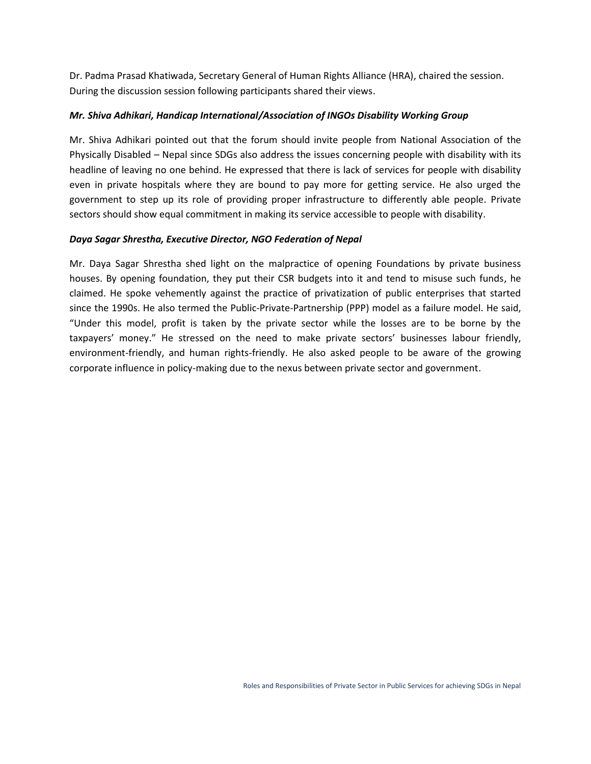Dr. Padma Prasad Khatiwada, Secretary General of Human Rights Alliance (HRA), chaired the session. During the discussion session following participants shared their views.

***Mr. Shiva Adhikari, Handicap International/Association of INGOs Disability Working Group***

Mr. Shiva Adhikari pointed out that the forum should invite people from National Association of the Physically Disabled – Nepal since SDGs also address the issues concerning people with disability with its headline of leaving no one behind. He expressed that there is lack of services for people with disability even in private hospitals where they are bound to pay more for getting service. He also urged the government to step up its role of providing proper infrastructure to differently able people. Private sectors should show equal commitment in making its service accessible to people with disability.

***Daya Sagar Shrestha, Executive Director, NGO Federation of Nepal***

Mr. Daya Sagar Shrestha shed light on the malpractice of opening Foundations by private business houses. By opening foundation, they put their CSR budgets into it and tend to misuse such funds, he claimed. He spoke vehemently against the practice of privatization of public enterprises that started since the 1990s. He also termed the Public-Private-Partnership (PPP) model as a failure model. He said, "Under this model, profit is taken by the private sector while the losses are to be borne by the taxpayers' money." He stressed on the need to make private sectors' businesses labour friendly, environment-friendly, and human rights-friendly. He also asked people to be aware of the growing corporate influence in policy-making due to the nexus between private sector and government.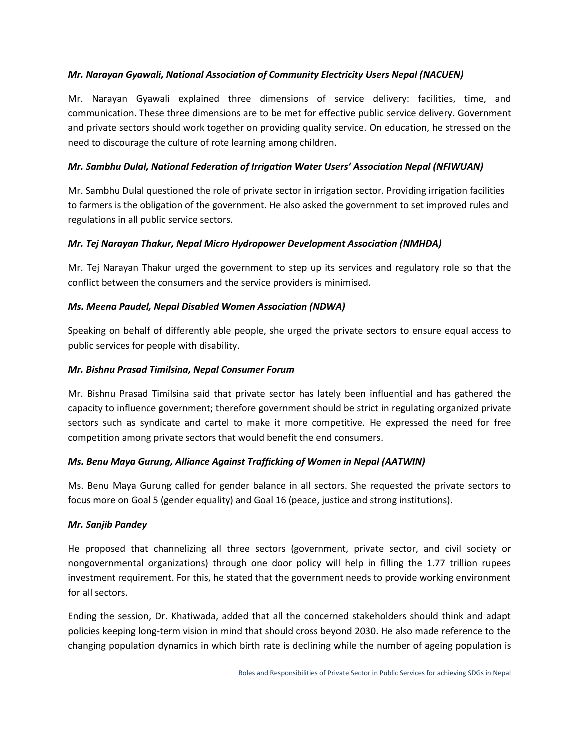***Mr. Narayan Gyawali, National Association of Community Electricity Users Nepal (NACUEN)***

Mr. Narayan Gyawali explained three dimensions of service delivery: facilities, time, and communication. These three dimensions are to be met for effective public service delivery. Government and private sectors should work together on providing quality service. On education, he stressed on the need to discourage the culture of rote learning among children.

***Mr. Sambhu Dulal, National Federation of Irrigation Water Users' Association Nepal (NFIWUAN)***

Mr. Sambhu Dulal questioned the role of private sector in irrigation sector. Providing irrigation facilities to farmers is the obligation of the government. He also asked the government to set improved rules and regulations in all public service sectors.

***Mr. Tej Narayan Thakur, Nepal Micro Hydropower Development Association (NMHDA)***

Mr. Tej Narayan Thakur urged the government to step up its services and regulatory role so that the conflict between the consumers and the service providers is minimised.

***Ms. Meena Paudel, Nepal Disabled Women Association (NDWA)***

Speaking on behalf of differently able people, she urged the private sectors to ensure equal access to public services for people with disability.

***Mr. Bishnu Prasad Timilsina, Nepal Consumer Forum***

Mr. Bishnu Prasad Timilsina said that private sector has lately been influential and has gathered the capacity to influence government; therefore government should be strict in regulating organized private sectors such as syndicate and cartel to make it more competitive. He expressed the need for free competition among private sectors that would benefit the end consumers.

***Ms. Benu Maya Gurung, Alliance Against Trafficking of Women in Nepal (AATWIN)***

Ms. Benu Maya Gurung called for gender balance in all sectors. She requested the private sectors to focus more on Goal 5 (gender equality) and Goal 16 (peace, justice and strong institutions).

***Mr. Sanjib Pandey***

He proposed that channelizing all three sectors (government, private sector, and civil society or nongovernmental organizations) through one door policy will help in filling the 1.77 trillion rupees investment requirement. For this, he stated that the government needs to provide working environment for all sectors.

Ending the session, Dr. Khatiwada, added that all the concerned stakeholders should think and adapt policies keeping long-term vision in mind that should cross beyond 2030. He also made reference to the changing population dynamics in which birth rate is declining while the number of ageing population is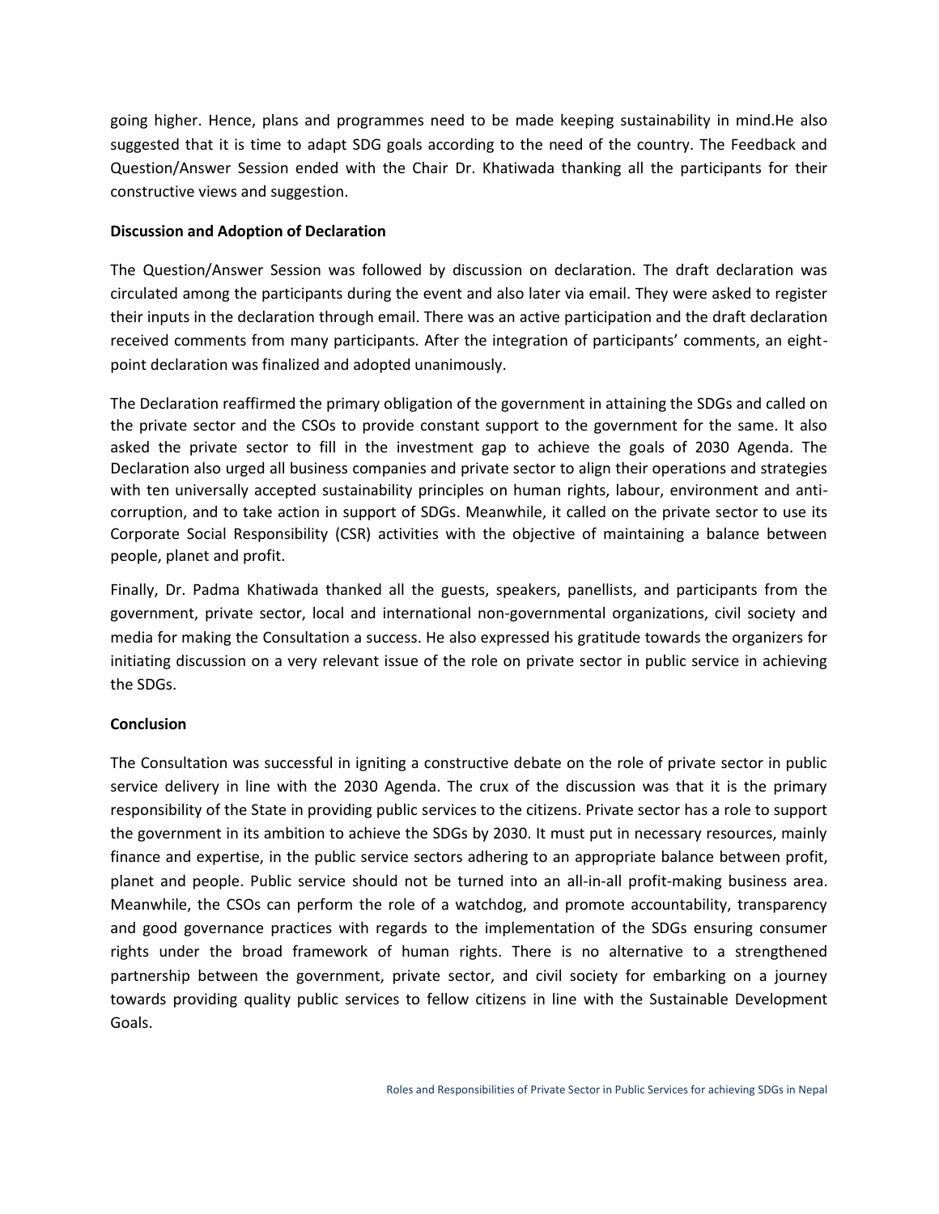going higher. Hence, plans and programmes need to be made keeping sustainability in mind.He also suggested that it is time to adapt SDG goals according to the need of the country. The Feedback and Question/Answer Session ended with the Chair Dr. Khatiwada thanking all the participants for their constructive views and suggestion.

**Discussion and Adoption of Declaration**

The Question/Answer Session was followed by discussion on declaration. The draft declaration was circulated among the participants during the event and also later via email. They were asked to register their inputs in the declaration through email. There was an active participation and the draft declaration received comments from many participants. After the integration of participants' comments, an eight-point declaration was finalized and adopted unanimously.

The Declaration reaffirmed the primary obligation of the government in attaining the SDGs and called on the private sector and the CSOs to provide constant support to the government for the same. It also asked the private sector to fill in the investment gap to achieve the goals of 2030 Agenda. The Declaration also urged all business companies and private sector to align their operations and strategies with ten universally accepted sustainability principles on human rights, labour, environment and anti-corruption, and to take action in support of SDGs. Meanwhile, it called on the private sector to use its Corporate Social Responsibility (CSR) activities with the objective of maintaining a balance between people, planet and profit.

Finally, Dr. Padma Khatiwada thanked all the guests, speakers, panellists, and participants from the government, private sector, local and international non-governmental organizations, civil society and media for making the Consultation a success. He also expressed his gratitude towards the organizers for initiating discussion on a very relevant issue of the role on private sector in public service in achieving the SDGs.

**Conclusion**

The Consultation was successful in igniting a constructive debate on the role of private sector in public service delivery in line with the 2030 Agenda. The crux of the discussion was that it is the primary responsibility of the State in providing public services to the citizens. Private sector has a role to support the government in its ambition to achieve the SDGs by 2030. It must put in necessary resources, mainly finance and expertise, in the public service sectors adhering to an appropriate balance between profit, planet and people. Public service should not be turned into an all-in-all profit-making business area. Meanwhile, the CSOs can perform the role of a watchdog, and promote accountability, transparency and good governance practices with regards to the implementation of the SDGs ensuring consumer rights under the broad framework of human rights. There is no alternative to a strengthened partnership between the government, private sector, and civil society for embarking on a journey towards providing quality public services to fellow citizens in line with the Sustainable Development Goals.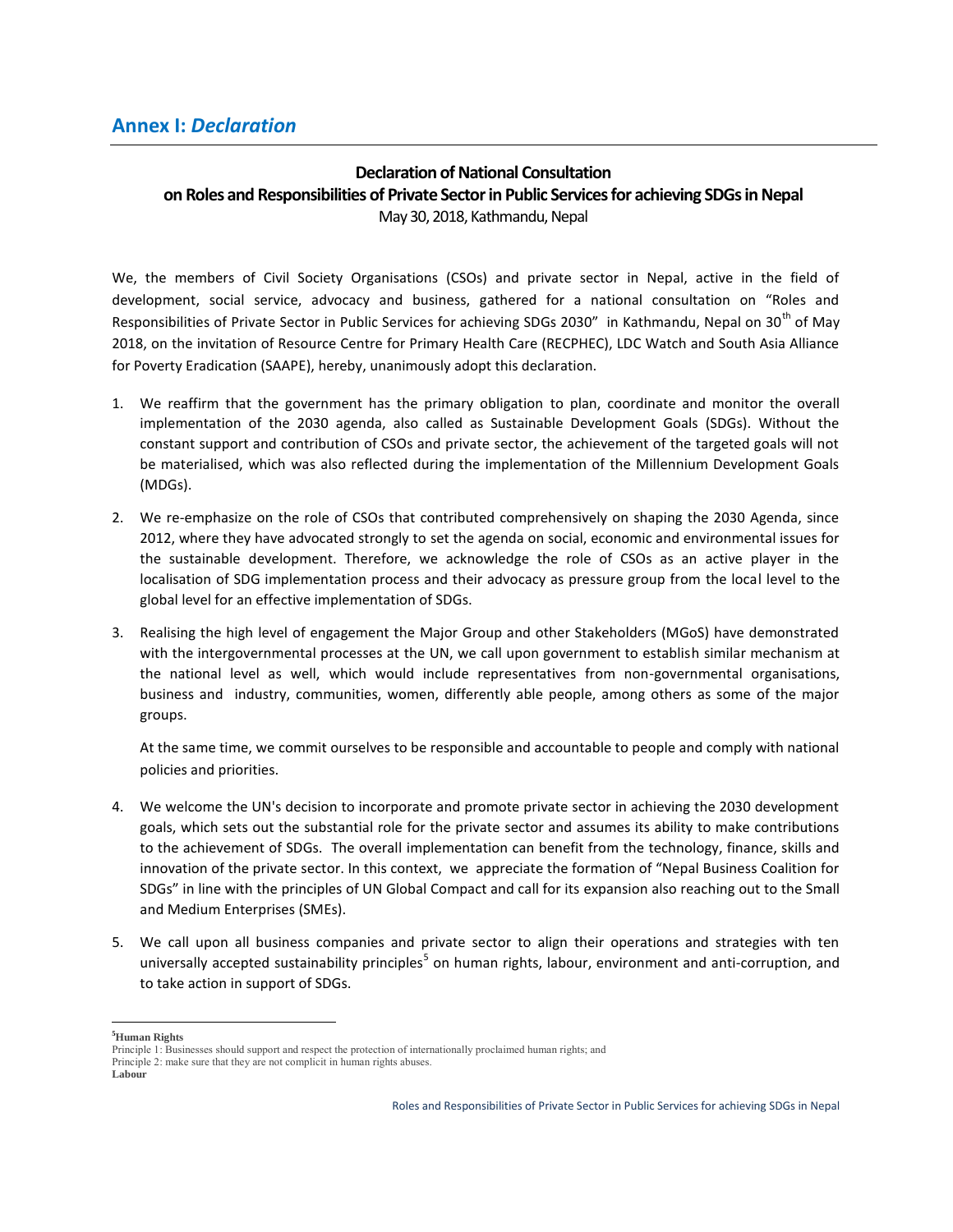## Annex I: *Declaration*

**Declaration of National Consultation**
**on Roles and Responsibilities of Private Sector in Public Services for achieving SDGs in Nepal**
May 30, 2018, Kathmandu, Nepal

We, the members of Civil Society Organisations (CSOs) and private sector in Nepal, active in the field of development, social service, advocacy and business, gathered for a national consultation on "Roles and Responsibilities of Private Sector in Public Services for achieving SDGs 2030" in Kathmandu, Nepal on 30th of May 2018, on the invitation of Resource Centre for Primary Health Care (RECPHEC), LDC Watch and South Asia Alliance for Poverty Eradication (SAAPE), hereby, unanimously adopt this declaration.

1. We reaffirm that the government has the primary obligation to plan, coordinate and monitor the overall implementation of the 2030 agenda, also called as Sustainable Development Goals (SDGs). Without the constant support and contribution of CSOs and private sector, the achievement of the targeted goals will not be materialised, which was also reflected during the implementation of the Millennium Development Goals (MDGs).

2. We re-emphasize on the role of CSOs that contributed comprehensively on shaping the 2030 Agenda, since 2012, where they have advocated strongly to set the agenda on social, economic and environmental issues for the sustainable development. Therefore, we acknowledge the role of CSOs as an active player in the localisation of SDG implementation process and their advocacy as pressure group from the local level to the global level for an effective implementation of SDGs.

3. Realising the high level of engagement the Major Group and other Stakeholders (MGoS) have demonstrated with the intergovernmental processes at the UN, we call upon government to establish similar mechanism at the national level as well, which would include representatives from non-governmental organisations, business and industry, communities, women, differently able people, among others as some of the major groups.

   At the same time, we commit ourselves to be responsible and accountable to people and comply with national policies and priorities.

4. We welcome the UN's decision to incorporate and promote private sector in achieving the 2030 development goals, which sets out the substantial role for the private sector and assumes its ability to make contributions to the achievement of SDGs. The overall implementation can benefit from the technology, finance, skills and innovation of the private sector. In this context, we appreciate the formation of "Nepal Business Coalition for SDGs" in line with the principles of UN Global Compact and call for its expansion also reaching out to the Small and Medium Enterprises (SMEs).

5. We call upon all business companies and private sector to align their operations and strategies with ten universally accepted sustainability principles[5] on human rights, labour, environment and anti-corruption, and to take action in support of SDGs.

---

[5]**Human Rights**
Principle 1: Businesses should support and respect the protection of internationally proclaimed human rights; and
Principle 2: make sure that they are not complicit in human rights abuses.
**Labour**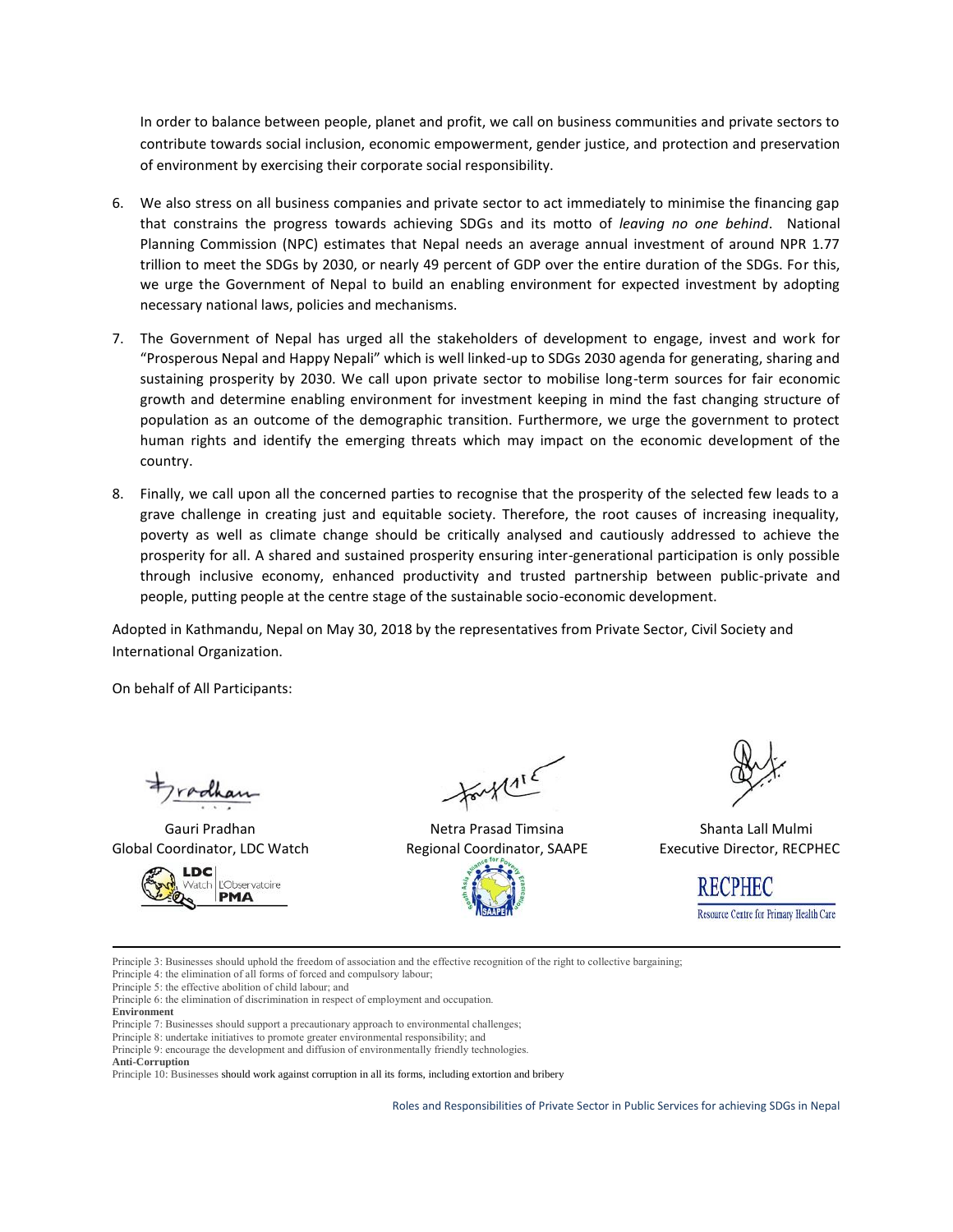In order to balance between people, planet and profit, we call on business communities and private sectors to contribute towards social inclusion, economic empowerment, gender justice, and protection and preservation of environment by exercising their corporate social responsibility.

6. We also stress on all business companies and private sector to act immediately to minimise the financing gap that constrains the progress towards achieving SDGs and its motto of *leaving no one behind*. National Planning Commission (NPC) estimates that Nepal needs an average annual investment of around NPR 1.77 trillion to meet the SDGs by 2030, or nearly 49 percent of GDP over the entire duration of the SDGs. For this, we urge the Government of Nepal to build an enabling environment for expected investment by adopting necessary national laws, policies and mechanisms.

7. The Government of Nepal has urged all the stakeholders of development to engage, invest and work for "Prosperous Nepal and Happy Nepali" which is well linked-up to SDGs 2030 agenda for generating, sharing and sustaining prosperity by 2030. We call upon private sector to mobilise long-term sources for fair economic growth and determine enabling environment for investment keeping in mind the fast changing structure of population as an outcome of the demographic transition. Furthermore, we urge the government to protect human rights and identify the emerging threats which may impact on the economic development of the country.

8. Finally, we call upon all the concerned parties to recognise that the prosperity of the selected few leads to a grave challenge in creating just and equitable society. Therefore, the root causes of increasing inequality, poverty as well as climate change should be critically analysed and cautiously addressed to achieve the prosperity for all. A shared and sustained prosperity ensuring inter-generational participation is only possible through inclusive economy, enhanced productivity and trusted partnership between public-private and people, putting people at the centre stage of the sustainable socio-economic development.

Adopted in Kathmandu, Nepal on May 30, 2018 by the representatives from Private Sector, Civil Society and International Organization.

On behalf of All Participants:

Gauri Pradhan
Global Coordinator, LDC Watch

Netra Prasad Timsina
Regional Coordinator, SAAPE

Shanta Lall Mulmi
Executive Director, RECPHEC

---

Principle 3: Businesses should uphold the freedom of association and the effective recognition of the right to collective bargaining;
Principle 4: the elimination of all forms of forced and compulsory labour;
Principle 5: the effective abolition of child labour; and
Principle 6: the elimination of discrimination in respect of employment and occupation.
**Environment**
Principle 7: Businesses should support a precautionary approach to environmental challenges;
Principle 8: undertake initiatives to promote greater environmental responsibility; and
Principle 9: encourage the development and diffusion of environmentally friendly technologies.
**Anti-Corruption**
Principle 10: Businesses should work against corruption in all its forms, including extortion and bribery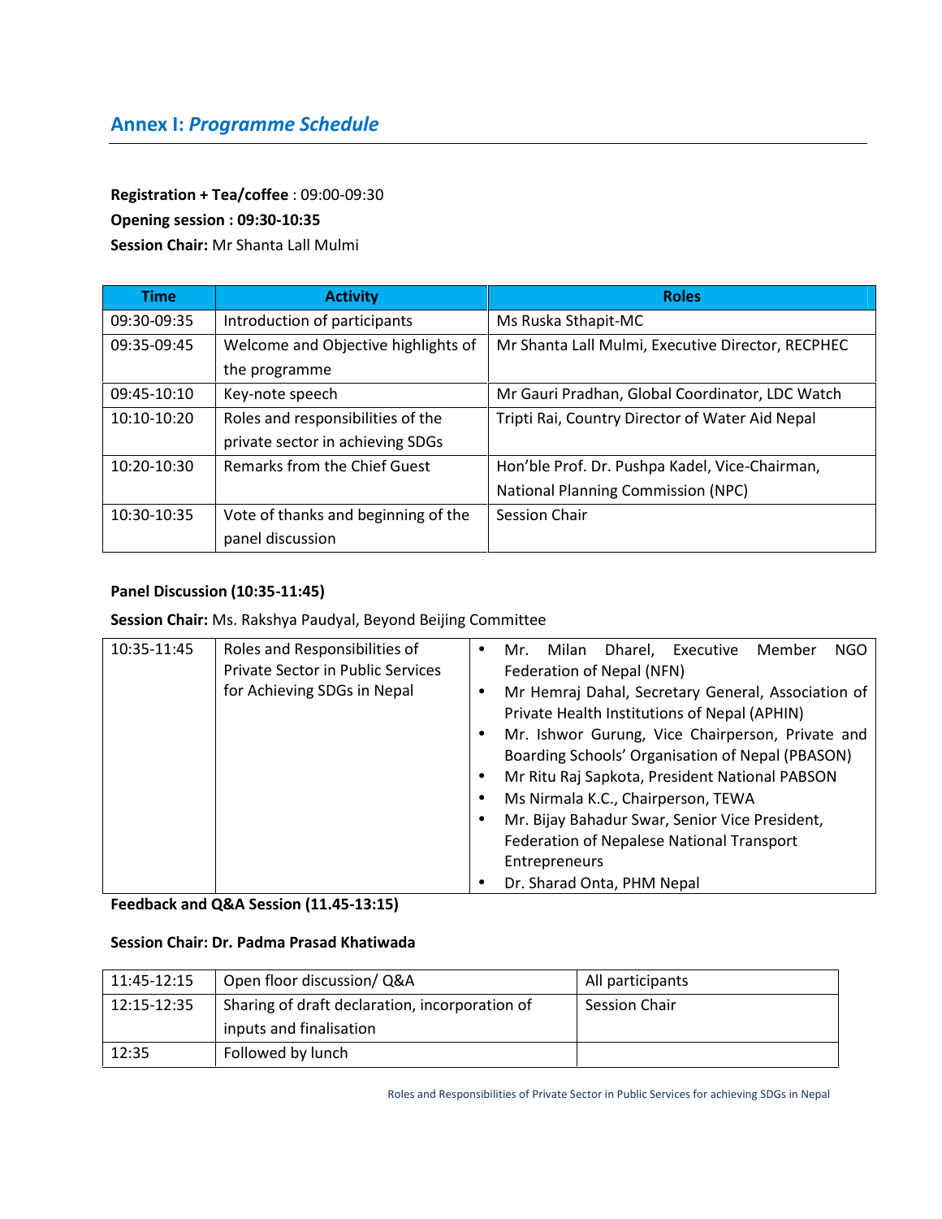## Annex I: *Programme Schedule*

**Registration + Tea/coffee** : 09:00-09:30

**Opening session : 09:30-10:35**

**Session Chair:** Mr Shanta Lall Mulmi

| Time | Activity | Roles |
|---|---|---|
| 09:30-09:35 | Introduction of participants | Ms Ruska Sthapit-MC |
| 09:35-09:45 | Welcome and Objective highlights of the programme | Mr Shanta Lall Mulmi, Executive Director, RECPHEC |
| 09:45-10:10 | Key-note speech | Mr Gauri Pradhan, Global Coordinator, LDC Watch |
| 10:10-10:20 | Roles and responsibilities of the private sector in achieving SDGs | Tripti Rai, Country Director of Water Aid Nepal |
| 10:20-10:30 | Remarks from the Chief Guest | Hon'ble Prof. Dr. Pushpa Kadel, Vice-Chairman, National Planning Commission (NPC) |
| 10:30-10:35 | Vote of thanks and beginning of the panel discussion | Session Chair |

**Panel Discussion (10:35-11:45)**

**Session Chair:** Ms. Rakshya Paudyal, Beyond Beijing Committee

| | | |
|---|---|---|
| 10:35-11:45 | Roles and Responsibilities of Private Sector in Public Services for Achieving SDGs in Nepal | • Mr. Milan Dharel, Executive Member NGO Federation of Nepal (NFN)<br>• Mr Hemraj Dahal, Secretary General, Association of Private Health Institutions of Nepal (APHIN)<br>• Mr. Ishwor Gurung, Vice Chairperson, Private and Boarding Schools' Organisation of Nepal (PBASON)<br>• Mr Ritu Raj Sapkota, President National PABSON<br>• Ms Nirmala K.C., Chairperson, TEWA<br>• Mr. Bijay Bahadur Swar, Senior Vice President, Federation of Nepalese National Transport Entrepreneurs<br>• Dr. Sharad Onta, PHM Nepal |

**Feedback and Q&A Session (11.45-13:15)**

**Session Chair: Dr. Padma Prasad Khatiwada**

| | | |
|---|---|---|
| 11:45-12:15 | Open floor discussion/ Q&A | All participants |
| 12:15-12:35 | Sharing of draft declaration, incorporation of inputs and finalisation | Session Chair |
| 12:35 | Followed by lunch | |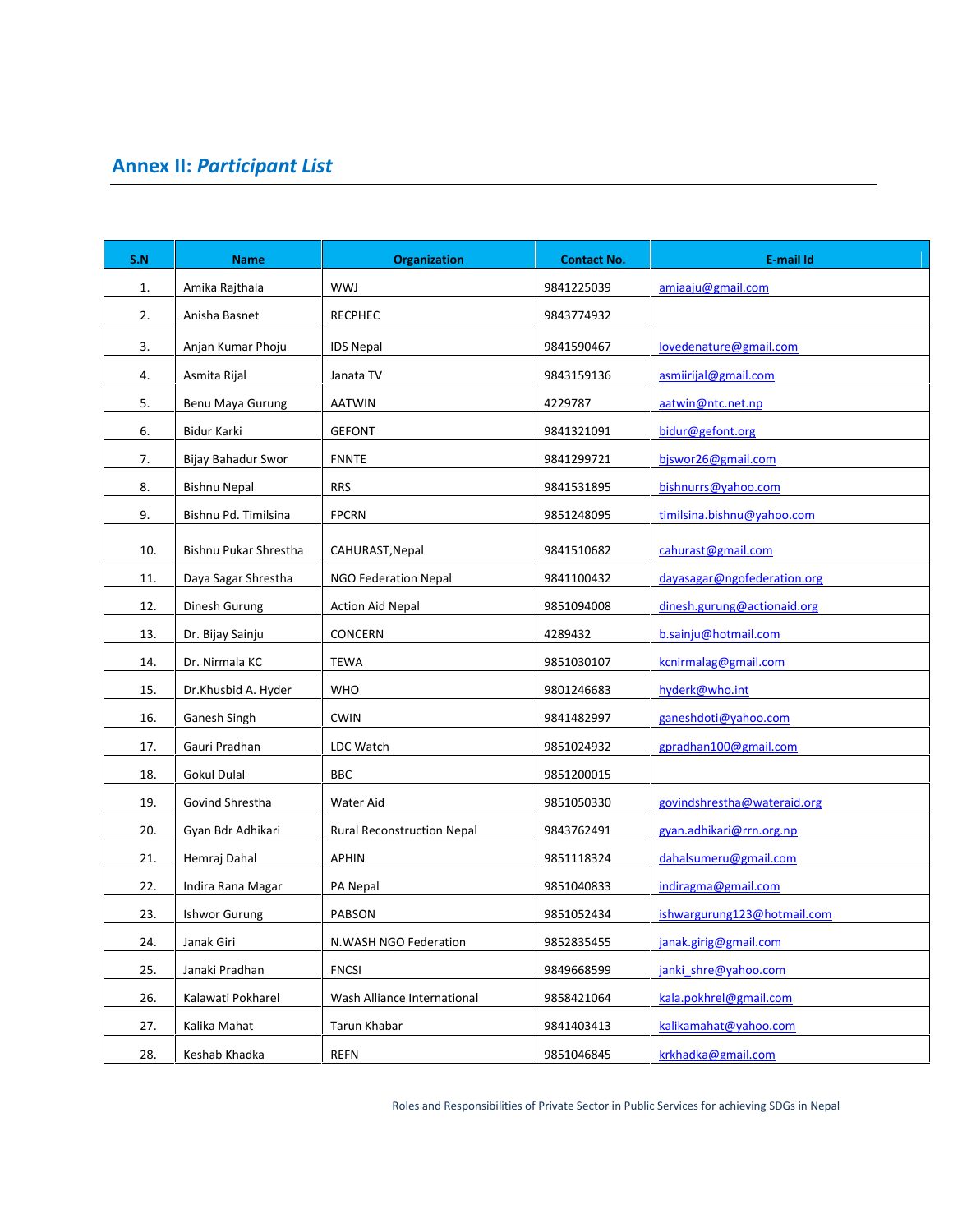## Annex II: *Participant List*

| S.N | Name | Organization | Contact No. | E-mail Id |
|---|---|---|---|---|
| 1. | Amika Rajthala | WWJ | 9841225039 | amiaaju@gmail.com |
| 2. | Anisha Basnet | RECPHEC | 9843774932 | |
| 3. | Anjan Kumar Phoju | IDS Nepal | 9841590467 | lovedenature@gmail.com |
| 4. | Asmita Rijal | Janata TV | 9843159136 | asmiirijal@gmail.com |
| 5. | Benu Maya Gurung | AATWIN | 4229787 | aatwin@ntc.net.np |
| 6. | Bidur Karki | GEFONT | 9841321091 | bidur@gefont.org |
| 7. | Bijay Bahadur Swor | FNNTE | 9841299721 | bjswor26@gmail.com |
| 8. | Bishnu Nepal | RRS | 9841531895 | bishnurrs@yahoo.com |
| 9. | Bishnu Pd. Timilsina | FPCRN | 9851248095 | timilsina.bishnu@yahoo.com |
| 10. | Bishnu Pukar Shrestha | CAHURAST,Nepal | 9841510682 | cahurast@gmail.com |
| 11. | Daya Sagar Shrestha | NGO Federation Nepal | 9841100432 | dayasagar@ngofederation.org |
| 12. | Dinesh Gurung | Action Aid Nepal | 9851094008 | dinesh.gurung@actionaid.org |
| 13. | Dr. Bijay Sainju | CONCERN | 4289432 | b.sainju@hotmail.com |
| 14. | Dr. Nirmala KC | TEWA | 9851030107 | kcnirmalag@gmail.com |
| 15. | Dr.Khusbid A. Hyder | WHO | 9801246683 | hyderk@who.int |
| 16. | Ganesh Singh | CWIN | 9841482997 | ganeshdoti@yahoo.com |
| 17. | Gauri Pradhan | LDC Watch | 9851024932 | gpradhan100@gmail.com |
| 18. | Gokul Dulal | BBC | 9851200015 | |
| 19. | Govind Shrestha | Water Aid | 9851050330 | govindshrestha@wateraid.org |
| 20. | Gyan Bdr Adhikari | Rural Reconstruction Nepal | 9843762491 | gyan.adhikari@rrn.org.np |
| 21. | Hemraj Dahal | APHIN | 9851118324 | dahalsumeru@gmail.com |
| 22. | Indira Rana Magar | PA Nepal | 9851040833 | indiragma@gmail.com |
| 23. | Ishwor Gurung | PABSON | 9851052434 | ishwargurung123@hotmail.com |
| 24. | Janak Giri | N.WASH NGO Federation | 9852835455 | janak.girig@gmail.com |
| 25. | Janaki Pradhan | FNCSI | 9849668599 | janki_shre@yahoo.com |
| 26. | Kalawati Pokharel | Wash Alliance International | 9858421064 | kala.pokhrel@gmail.com |
| 27. | Kalika Mahat | Tarun Khabar | 9841403413 | kalikamahat@yahoo.com |
| 28. | Keshab Khadka | REFN | 9851046845 | krkhadka@gmail.com |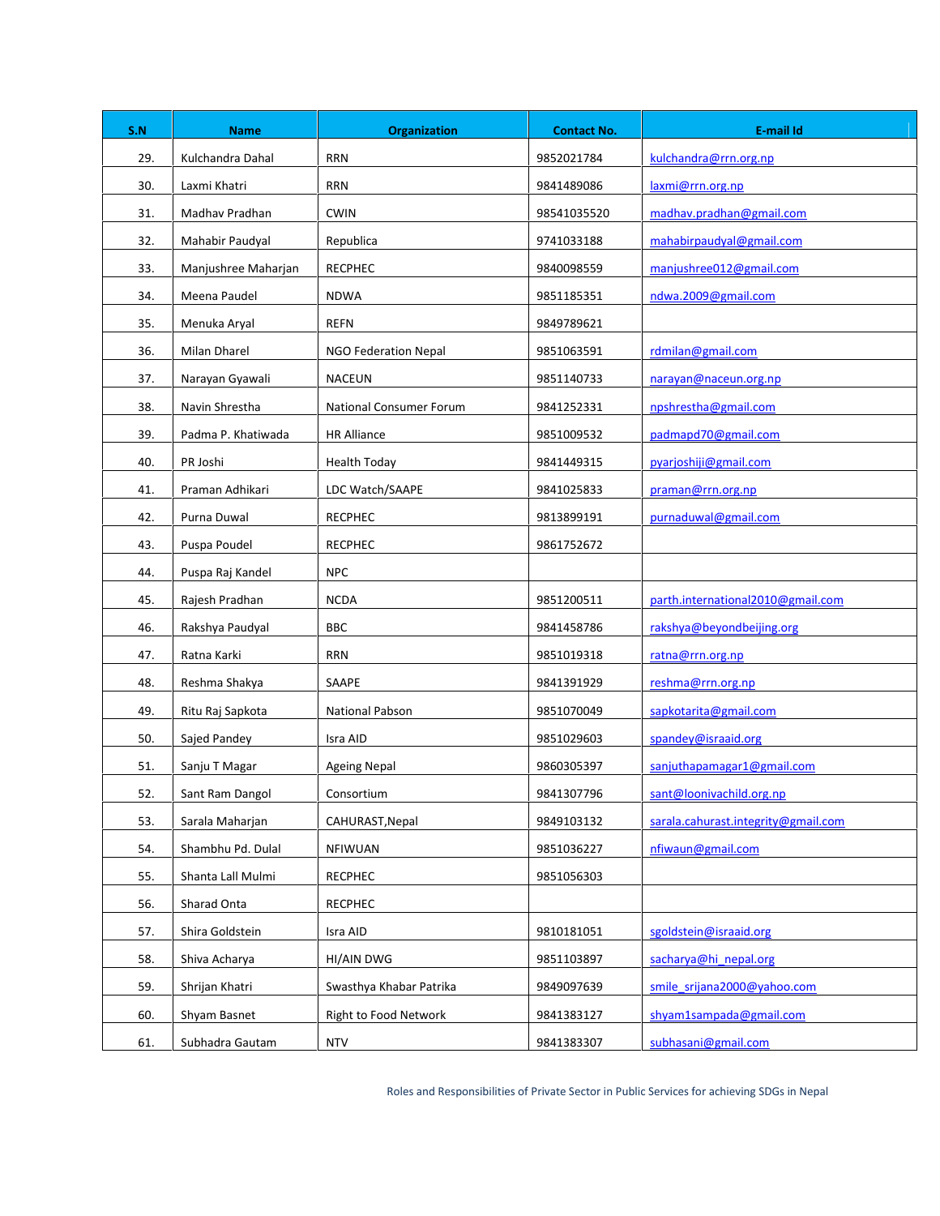| S.N | Name | Organization | Contact No. | E-mail Id |
|---|---|---|---|---|
| 29. | Kulchandra Dahal | RRN | 9852021784 | kulchandra@rrn.org.np |
| 30. | Laxmi Khatri | RRN | 9841489086 | laxmi@rrn.org.np |
| 31. | Madhav Pradhan | CWIN | 98541035520 | madhav.pradhan@gmail.com |
| 32. | Mahabir Paudyal | Republica | 9741033188 | mahabirpaudyal@gmail.com |
| 33. | Manjushree Maharjan | RECPHEC | 9840098559 | manjushree012@gmail.com |
| 34. | Meena Paudel | NDWA | 9851185351 | ndwa.2009@gmail.com |
| 35. | Menuka Aryal | REFN | 9849789621 | |
| 36. | Milan Dharel | NGO Federation Nepal | 9851063591 | rdmilan@gmail.com |
| 37. | Narayan Gyawali | NACEUN | 9851140733 | narayan@naceun.org.np |
| 38. | Navin Shrestha | National Consumer Forum | 9841252331 | npshrestha@gmail.com |
| 39. | Padma P. Khatiwada | HR Alliance | 9851009532 | padmapd70@gmail.com |
| 40. | PR Joshi | Health Today | 9841449315 | pyarjoshiji@gmail.com |
| 41. | Praman Adhikari | LDC Watch/SAAPE | 9841025833 | praman@rrn.org.np |
| 42. | Purna Duwal | RECPHEC | 9813899191 | purnaduwal@gmail.com |
| 43. | Puspa Poudel | RECPHEC | 9861752672 | |
| 44. | Puspa Raj Kandel | NPC | | |
| 45. | Rajesh Pradhan | NCDA | 9851200511 | parth.international2010@gmail.com |
| 46. | Rakshya Paudyal | BBC | 9841458786 | rakshya@beyondbeijing.org |
| 47. | Ratna Karki | RRN | 9851019318 | ratna@rrn.org.np |
| 48. | Reshma Shakya | SAAPE | 9841391929 | reshma@rrn.org.np |
| 49. | Ritu Raj Sapkota | National Pabson | 9851070049 | sapkotarita@gmail.com |
| 50. | Sajed Pandey | Isra AID | 9851029603 | spandey@israaid.org |
| 51. | Sanju T Magar | Ageing Nepal | 9860305397 | sanjuthapamagar1@gmail.com |
| 52. | Sant Ram Dangol | Consortium | 9841307796 | sant@loonivachild.org.np |
| 53. | Sarala Maharjan | CAHURAST,Nepal | 9849103132 | sarala.cahurast.integrity@gmail.com |
| 54. | Shambhu Pd. Dulal | NFIWUAN | 9851036227 | nfiwaun@gmail.com |
| 55. | Shanta Lall Mulmi | RECPHEC | 9851056303 | |
| 56. | Sharad Onta | RECPHEC | | |
| 57. | Shira Goldstein | Isra AID | 9810181051 | sgoldstein@israaid.org |
| 58. | Shiva Acharya | HI/AIN DWG | 9851103897 | sacharya@hi_nepal.org |
| 59. | Shrijan Khatri | Swasthya Khabar Patrika | 9849097639 | smile_srijana2000@yahoo.com |
| 60. | Shyam Basnet | Right to Food Network | 9841383127 | shyam1sampada@gmail.com |
| 61. | Subhadra Gautam | NTV | 9841383307 | subhasani@gmail.com |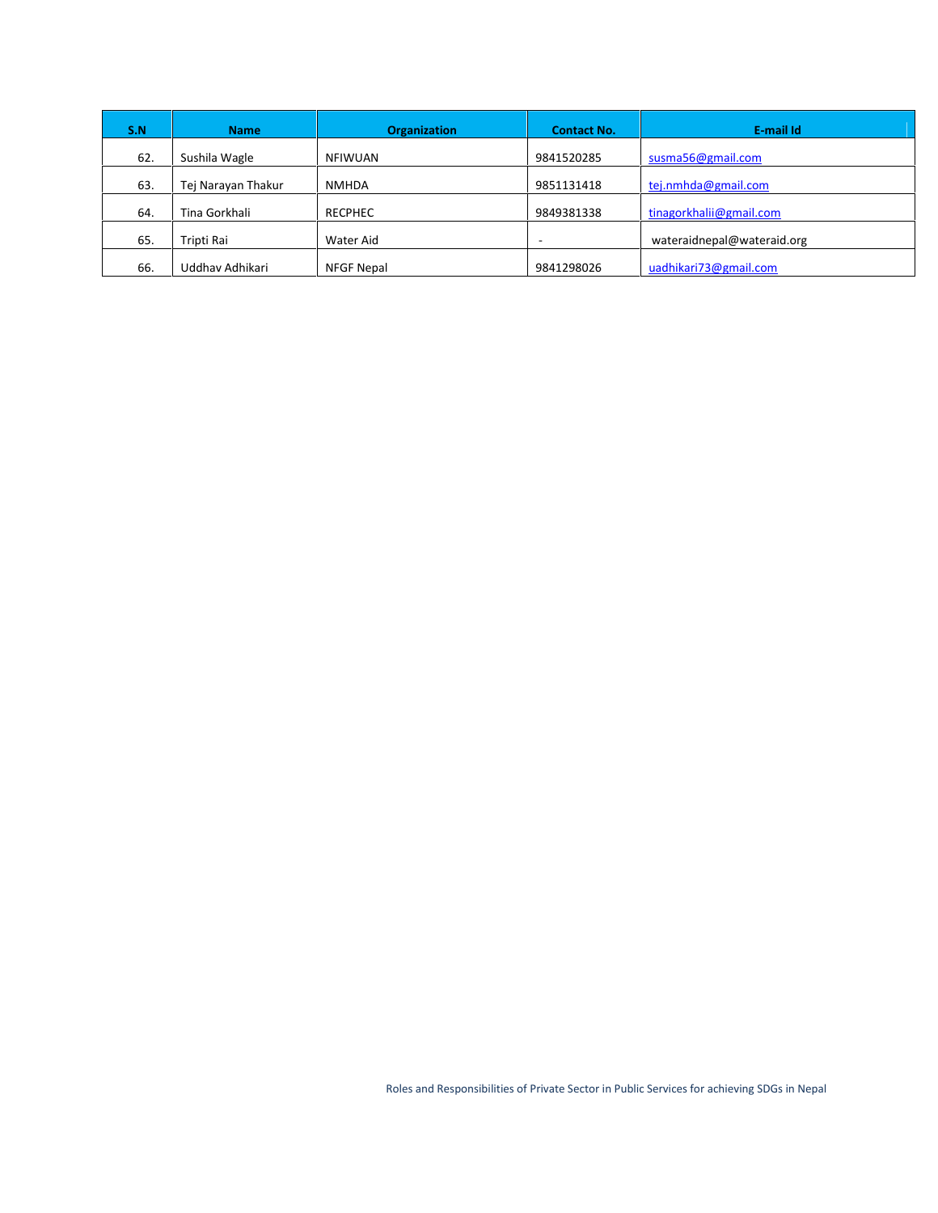| S.N | Name | Organization | Contact No. | E-mail Id |
|---|---|---|---|---|
| 62. | Sushila Wagle | NFIWUAN | 9841520285 | susma56@gmail.com |
| 63. | Tej Narayan Thakur | NMHDA | 9851131418 | tej.nmhda@gmail.com |
| 64. | Tina Gorkhali | RECPHEC | 9849381338 | tinagorkhalii@gmail.com |
| 65. | Tripti Rai | Water Aid | - | wateraidnepal@wateraid.org |
| 66. | Uddhav Adhikari | NFGF Nepal | 9841298026 | uadhikari73@gmail.com |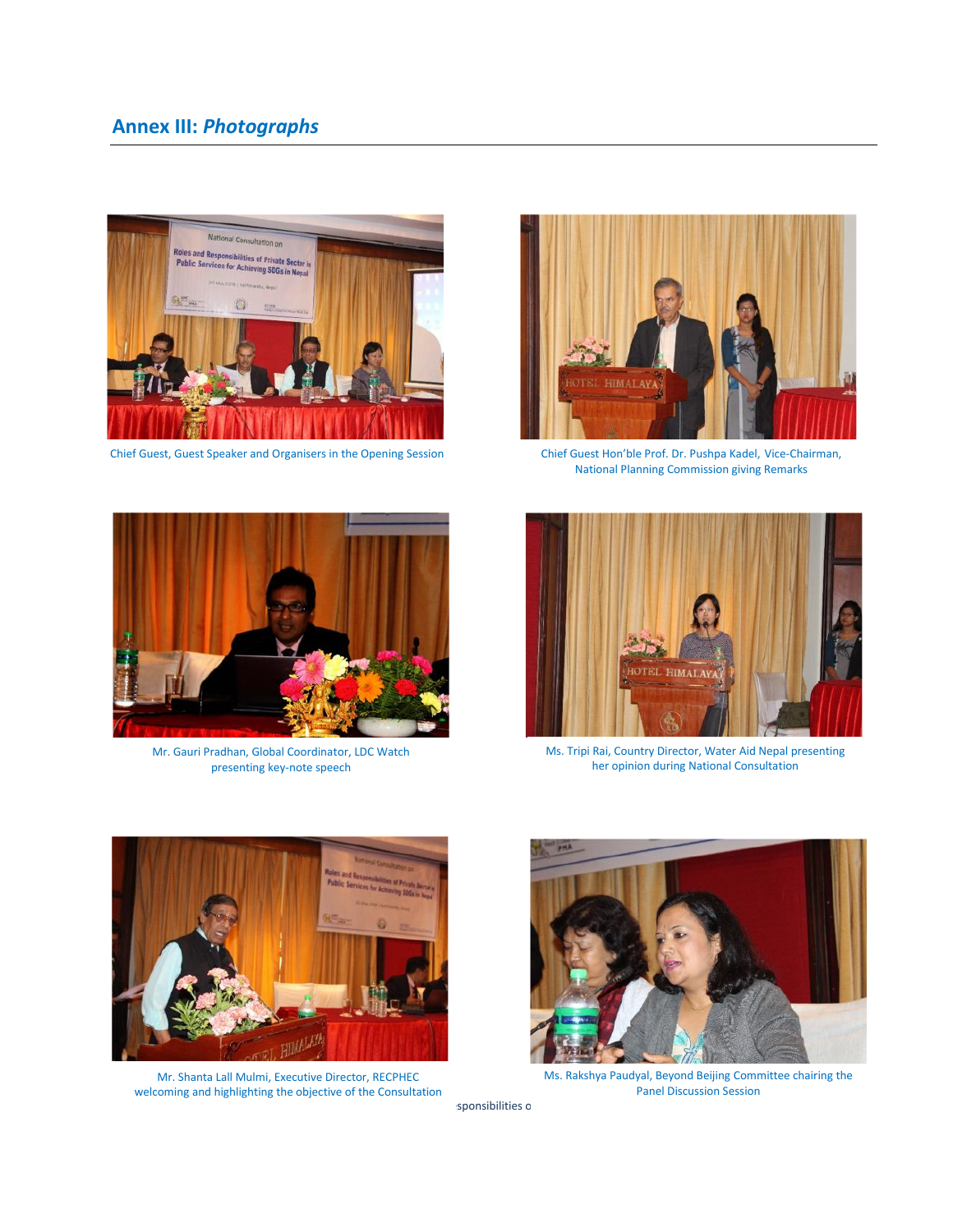## Annex III: *Photographs*

Chief Guest, Guest Speaker and Organisers in the Opening Session

Chief Guest Hon'ble Prof. Dr. Pushpa Kadel, Vice-Chairman, National Planning Commission giving Remarks

Mr. Gauri Pradhan, Global Coordinator, LDC Watch presenting key-note speech

Ms. Tripi Rai, Country Director, Water Aid Nepal presenting her opinion during National Consultation

Mr. Shanta Lall Mulmi, Executive Director, RECPHEC welcoming and highlighting the objective of the Consultation

Ms. Rakshya Paudyal, Beyond Beijing Committee chairing the Panel Discussion Session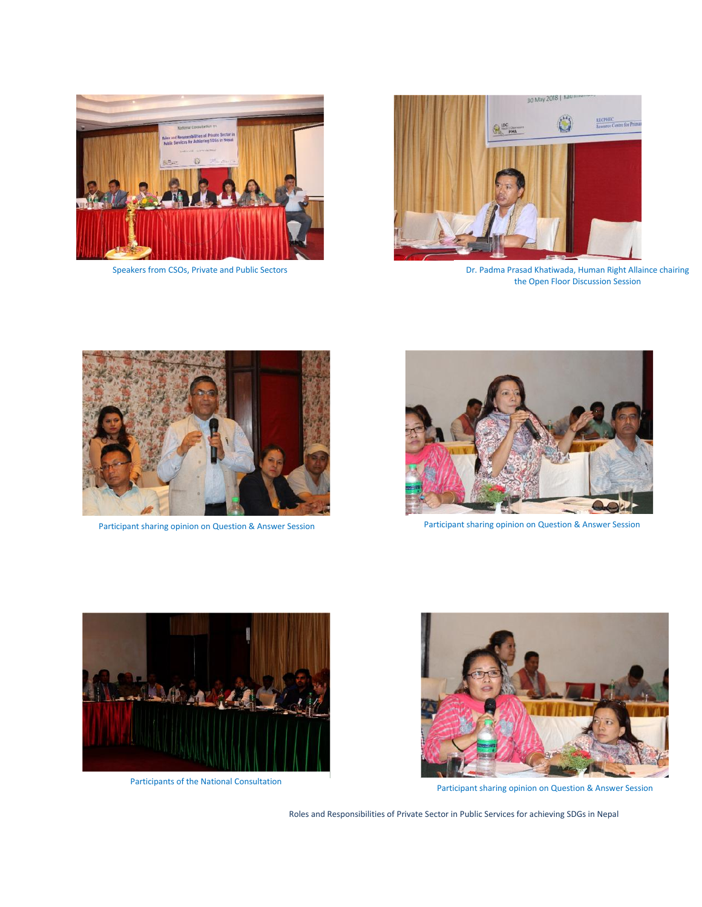Speakers from CSOs, Private and Public Sectors

Dr. Padma Prasad Khatiwada, Human Right Allaince chairing the Open Floor Discussion Session

Participant sharing opinion on Question & Answer Session

Participant sharing opinion on Question & Answer Session

Participants of the National Consultation

Participant sharing opinion on Question & Answer Session